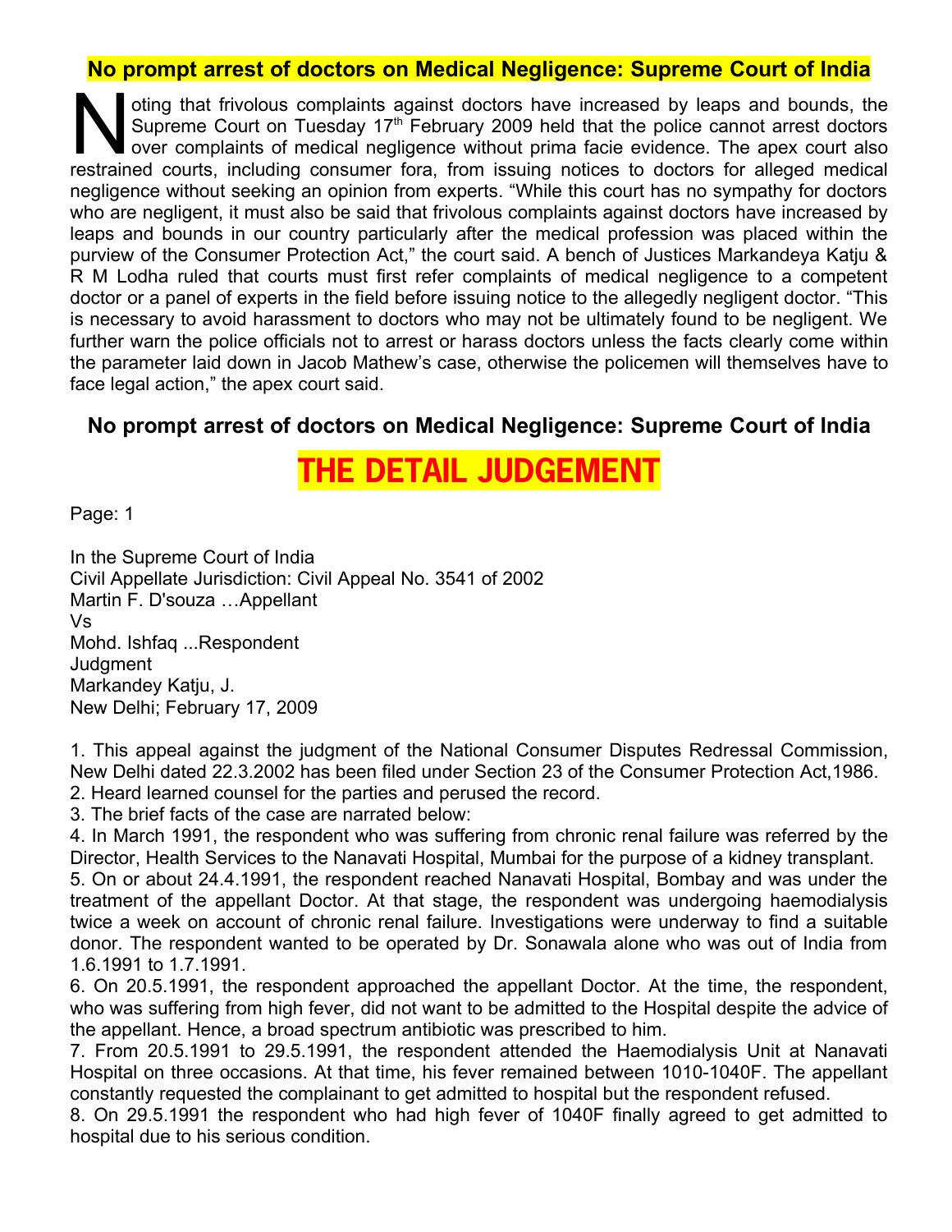## No prompt arrest of doctors on Medical Negligence: Supreme Court of India

Noting that frivolous complaints against doctors have increased by leaps and bounds, the Supreme Court on Tuesday 17th February 2009 held that the police cannot arrest doctors over complaints of medical negligence without prima facie evidence. The apex court also restrained courts, including consumer fora, from issuing notices to doctors for alleged medical negligence without seeking an opinion from experts. "While this court has no sympathy for doctors who are negligent, it must also be said that frivolous complaints against doctors have increased by leaps and bounds in our country particularly after the medical profession was placed within the purview of the Consumer Protection Act," the court said. A bench of Justices Markandeya Katju & R M Lodha ruled that courts must first refer complaints of medical negligence to a competent doctor or a panel of experts in the field before issuing notice to the allegedly negligent doctor. "This is necessary to avoid harassment to doctors who may not be ultimately found to be negligent. We further warn the police officials not to arrest or harass doctors unless the facts clearly come within the parameter laid down in Jacob Mathew's case, otherwise the policemen will themselves have to face legal action," the apex court said.

## No prompt arrest of doctors on Medical Negligence: Supreme Court of India

# THE DETAIL JUDGEMENT

Page: 1

In the Supreme Court of India
Civil Appellate Jurisdiction: Civil Appeal No. 3541 of 2002
Martin F. D'souza …Appellant
Vs
Mohd. Ishfaq ...Respondent
Judgment
Markandey Katju, J.
New Delhi; February 17, 2009

1. This appeal against the judgment of the National Consumer Disputes Redressal Commission, New Delhi dated 22.3.2002 has been filed under Section 23 of the Consumer Protection Act,1986.
2. Heard learned counsel for the parties and perused the record.
3. The brief facts of the case are narrated below:
4. In March 1991, the respondent who was suffering from chronic renal failure was referred by the Director, Health Services to the Nanavati Hospital, Mumbai for the purpose of a kidney transplant.
5. On or about 24.4.1991, the respondent reached Nanavati Hospital, Bombay and was under the treatment of the appellant Doctor. At that stage, the respondent was undergoing haemodialysis twice a week on account of chronic renal failure. Investigations were underway to find a suitable donor. The respondent wanted to be operated by Dr. Sonawala alone who was out of India from 1.6.1991 to 1.7.1991.
6. On 20.5.1991, the respondent approached the appellant Doctor. At the time, the respondent, who was suffering from high fever, did not want to be admitted to the Hospital despite the advice of the appellant. Hence, a broad spectrum antibiotic was prescribed to him.
7. From 20.5.1991 to 29.5.1991, the respondent attended the Haemodialysis Unit at Nanavati Hospital on three occasions. At that time, his fever remained between 1010-1040F. The appellant constantly requested the complainant to get admitted to hospital but the respondent refused.
8. On 29.5.1991 the respondent who had high fever of 1040F finally agreed to get admitted to hospital due to his serious condition.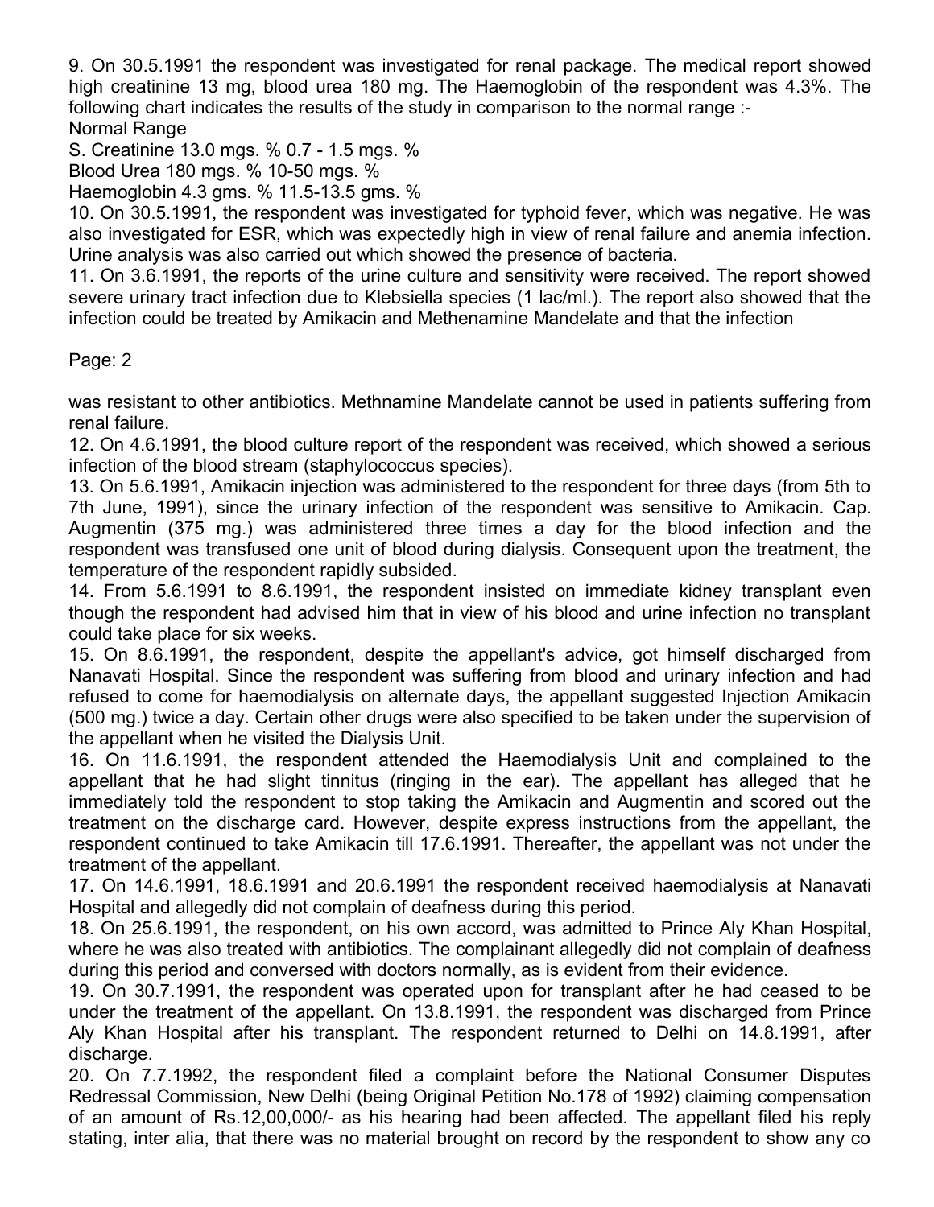9. On 30.5.1991 the respondent was investigated for renal package. The medical report showed high creatinine 13 mg, blood urea 180 mg. The Haemoglobin of the respondent was 4.3%. The following chart indicates the results of the study in comparison to the normal range :-

Normal Range

S. Creatinine 13.0 mgs. % 0.7 - 1.5 mgs. %

Blood Urea 180 mgs. % 10-50 mgs. %

Haemoglobin 4.3 gms. % 11.5-13.5 gms. %

10. On 30.5.1991, the respondent was investigated for typhoid fever, which was negative. He was also investigated for ESR, which was expectedly high in view of renal failure and anemia infection. Urine analysis was also carried out which showed the presence of bacteria.

11. On 3.6.1991, the reports of the urine culture and sensitivity were received. The report showed severe urinary tract infection due to Klebsiella species (1 lac/ml.). The report also showed that the infection could be treated by Amikacin and Methenamine Mandelate and that the infection was resistant to other antibiotics. Methnamine Mandelate cannot be used in patients suffering from renal failure.

12. On 4.6.1991, the blood culture report of the respondent was received, which showed a serious infection of the blood stream (staphylococcus species).

13. On 5.6.1991, Amikacin injection was administered to the respondent for three days (from 5th to 7th June, 1991), since the urinary infection of the respondent was sensitive to Amikacin. Cap. Augmentin (375 mg.) was administered three times a day for the blood infection and the respondent was transfused one unit of blood during dialysis. Consequent upon the treatment, the temperature of the respondent rapidly subsided.

14. From 5.6.1991 to 8.6.1991, the respondent insisted on immediate kidney transplant even though the respondent had advised him that in view of his blood and urine infection no transplant could take place for six weeks.

15. On 8.6.1991, the respondent, despite the appellant's advice, got himself discharged from Nanavati Hospital. Since the respondent was suffering from blood and urinary infection and had refused to come for haemodialysis on alternate days, the appellant suggested Injection Amikacin (500 mg.) twice a day. Certain other drugs were also specified to be taken under the supervision of the appellant when he visited the Dialysis Unit.

16. On 11.6.1991, the respondent attended the Haemodialysis Unit and complained to the appellant that he had slight tinnitus (ringing in the ear). The appellant has alleged that he immediately told the respondent to stop taking the Amikacin and Augmentin and scored out the treatment on the discharge card. However, despite express instructions from the appellant, the respondent continued to take Amikacin till 17.6.1991. Thereafter, the appellant was not under the treatment of the appellant.

17. On 14.6.1991, 18.6.1991 and 20.6.1991 the respondent received haemodialysis at Nanavati Hospital and allegedly did not complain of deafness during this period.

18. On 25.6.1991, the respondent, on his own accord, was admitted to Prince Aly Khan Hospital, where he was also treated with antibiotics. The complainant allegedly did not complain of deafness during this period and conversed with doctors normally, as is evident from their evidence.

19. On 30.7.1991, the respondent was operated upon for transplant after he had ceased to be under the treatment of the appellant. On 13.8.1991, the respondent was discharged from Prince Aly Khan Hospital after his transplant. The respondent returned to Delhi on 14.8.1991, after discharge.

20. On 7.7.1992, the respondent filed a complaint before the National Consumer Disputes Redressal Commission, New Delhi (being Original Petition No.178 of 1992) claiming compensation of an amount of Rs.12,00,000/- as his hearing had been affected. The appellant filed his reply stating, inter alia, that there was no material brought on record by the respondent to show any co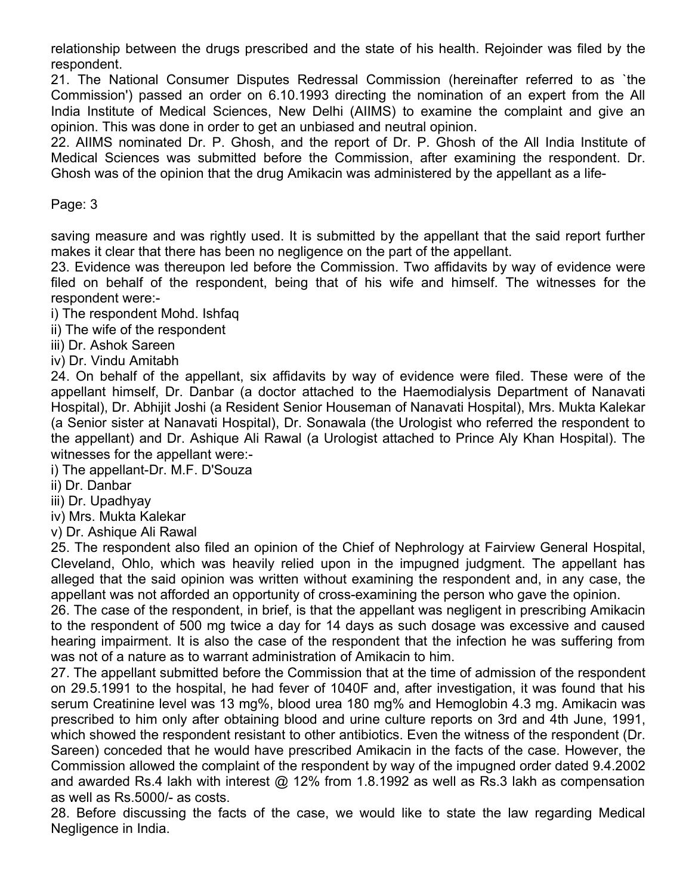relationship between the drugs prescribed and the state of his health. Rejoinder was filed by the respondent.

21. The National Consumer Disputes Redressal Commission (hereinafter referred to as `the Commission') passed an order on 6.10.1993 directing the nomination of an expert from the All India Institute of Medical Sciences, New Delhi (AIIMS) to examine the complaint and give an opinion. This was done in order to get an unbiased and neutral opinion.

22. AIIMS nominated Dr. P. Ghosh, and the report of Dr. P. Ghosh of the All India Institute of Medical Sciences was submitted before the Commission, after examining the respondent. Dr. Ghosh was of the opinion that the drug Amikacin was administered by the appellant as a life-saving measure and was rightly used. It is submitted by the appellant that the said report further makes it clear that there has been no negligence on the part of the appellant.

23. Evidence was thereupon led before the Commission. Two affidavits by way of evidence were filed on behalf of the respondent, being that of his wife and himself. The witnesses for the respondent were:-

i) The respondent Mohd. Ishfaq
ii) The wife of the respondent
iii) Dr. Ashok Sareen
iv) Dr. Vindu Amitabh

24. On behalf of the appellant, six affidavits by way of evidence were filed. These were of the appellant himself, Dr. Danbar (a doctor attached to the Haemodialysis Department of Nanavati Hospital), Dr. Abhijit Joshi (a Resident Senior Houseman of Nanavati Hospital), Mrs. Mukta Kalekar (a Senior sister at Nanavati Hospital), Dr. Sonawala (the Urologist who referred the respondent to the appellant) and Dr. Ashique Ali Rawal (a Urologist attached to Prince Aly Khan Hospital). The witnesses for the appellant were:-

i) The appellant-Dr. M.F. D'Souza
ii) Dr. Danbar
iii) Dr. Upadhyay
iv) Mrs. Mukta Kalekar
v) Dr. Ashique Ali Rawal

25. The respondent also filed an opinion of the Chief of Nephrology at Fairview General Hospital, Cleveland, Ohlo, which was heavily relied upon in the impugned judgment. The appellant has alleged that the said opinion was written without examining the respondent and, in any case, the appellant was not afforded an opportunity of cross-examining the person who gave the opinion.

26. The case of the respondent, in brief, is that the appellant was negligent in prescribing Amikacin to the respondent of 500 mg twice a day for 14 days as such dosage was excessive and caused hearing impairment. It is also the case of the respondent that the infection he was suffering from was not of a nature as to warrant administration of Amikacin to him.

27. The appellant submitted before the Commission that at the time of admission of the respondent on 29.5.1991 to the hospital, he had fever of 1040F and, after investigation, it was found that his serum Creatinine level was 13 mg%, blood urea 180 mg% and Hemoglobin 4.3 mg. Amikacin was prescribed to him only after obtaining blood and urine culture reports on 3rd and 4th June, 1991, which showed the respondent resistant to other antibiotics. Even the witness of the respondent (Dr. Sareen) conceded that he would have prescribed Amikacin in the facts of the case. However, the Commission allowed the complaint of the respondent by way of the impugned order dated 9.4.2002 and awarded Rs.4 lakh with interest @ 12% from 1.8.1992 as well as Rs.3 lakh as compensation as well as Rs.5000/- as costs.

28. Before discussing the facts of the case, we would like to state the law regarding Medical Negligence in India.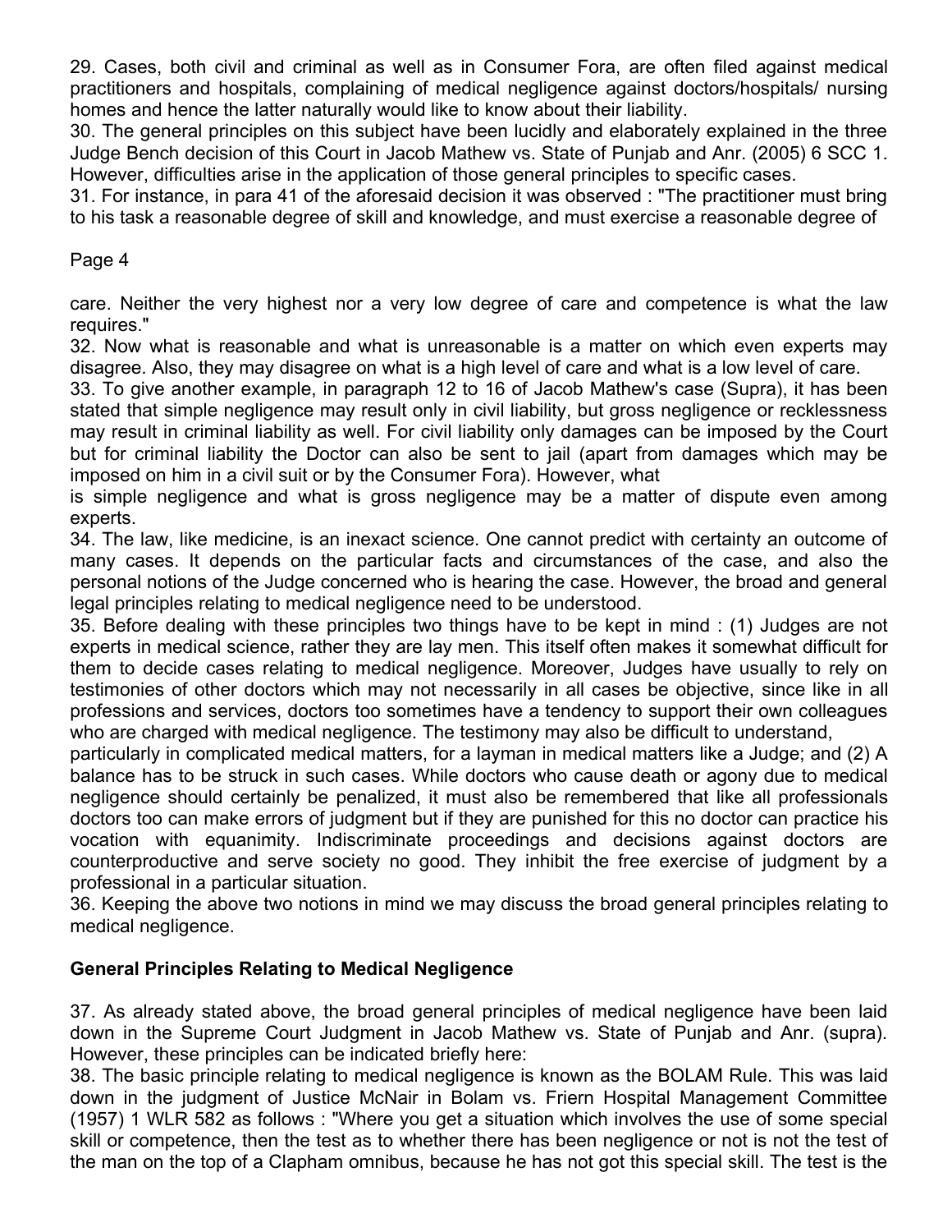29. Cases, both civil and criminal as well as in Consumer Fora, are often filed against medical practitioners and hospitals, complaining of medical negligence against doctors/hospitals/ nursing homes and hence the latter naturally would like to know about their liability.

30. The general principles on this subject have been lucidly and elaborately explained in the three Judge Bench decision of this Court in Jacob Mathew vs. State of Punjab and Anr. (2005) 6 SCC 1. However, difficulties arise in the application of those general principles to specific cases.

31. For instance, in para 41 of the aforesaid decision it was observed : "The practitioner must bring to his task a reasonable degree of skill and knowledge, and must exercise a reasonable degree of care. Neither the very highest nor a very low degree of care and competence is what the law requires."

32. Now what is reasonable and what is unreasonable is a matter on which even experts may disagree. Also, they may disagree on what is a high level of care and what is a low level of care.

33. To give another example, in paragraph 12 to 16 of Jacob Mathew's case (Supra), it has been stated that simple negligence may result only in civil liability, but gross negligence or recklessness may result in criminal liability as well. For civil liability only damages can be imposed by the Court but for criminal liability the Doctor can also be sent to jail (apart from damages which may be imposed on him in a civil suit or by the Consumer Fora). However, what is simple negligence and what is gross negligence may be a matter of dispute even among experts.

34. The law, like medicine, is an inexact science. One cannot predict with certainty an outcome of many cases. It depends on the particular facts and circumstances of the case, and also the personal notions of the Judge concerned who is hearing the case. However, the broad and general legal principles relating to medical negligence need to be understood.

35. Before dealing with these principles two things have to be kept in mind : (1) Judges are not experts in medical science, rather they are lay men. This itself often makes it somewhat difficult for them to decide cases relating to medical negligence. Moreover, Judges have usually to rely on testimonies of other doctors which may not necessarily in all cases be objective, since like in all professions and services, doctors too sometimes have a tendency to support their own colleagues who are charged with medical negligence. The testimony may also be difficult to understand, particularly in complicated medical matters, for a layman in medical matters like a Judge; and (2) A balance has to be struck in such cases. While doctors who cause death or agony due to medical negligence should certainly be penalized, it must also be remembered that like all professionals doctors too can make errors of judgment but if they are punished for this no doctor can practice his vocation with equanimity. Indiscriminate proceedings and decisions against doctors are counterproductive and serve society no good. They inhibit the free exercise of judgment by a professional in a particular situation.

36. Keeping the above two notions in mind we may discuss the broad general principles relating to medical negligence.

## General Principles Relating to Medical Negligence

37. As already stated above, the broad general principles of medical negligence have been laid down in the Supreme Court Judgment in Jacob Mathew vs. State of Punjab and Anr. (supra). However, these principles can be indicated briefly here:

38. The basic principle relating to medical negligence is known as the BOLAM Rule. This was laid down in the judgment of Justice McNair in Bolam vs. Friern Hospital Management Committee (1957) 1 WLR 582 as follows : "Where you get a situation which involves the use of some special skill or competence, then the test as to whether there has been negligence or not is not the test of the man on the top of a Clapham omnibus, because he has not got this special skill. The test is the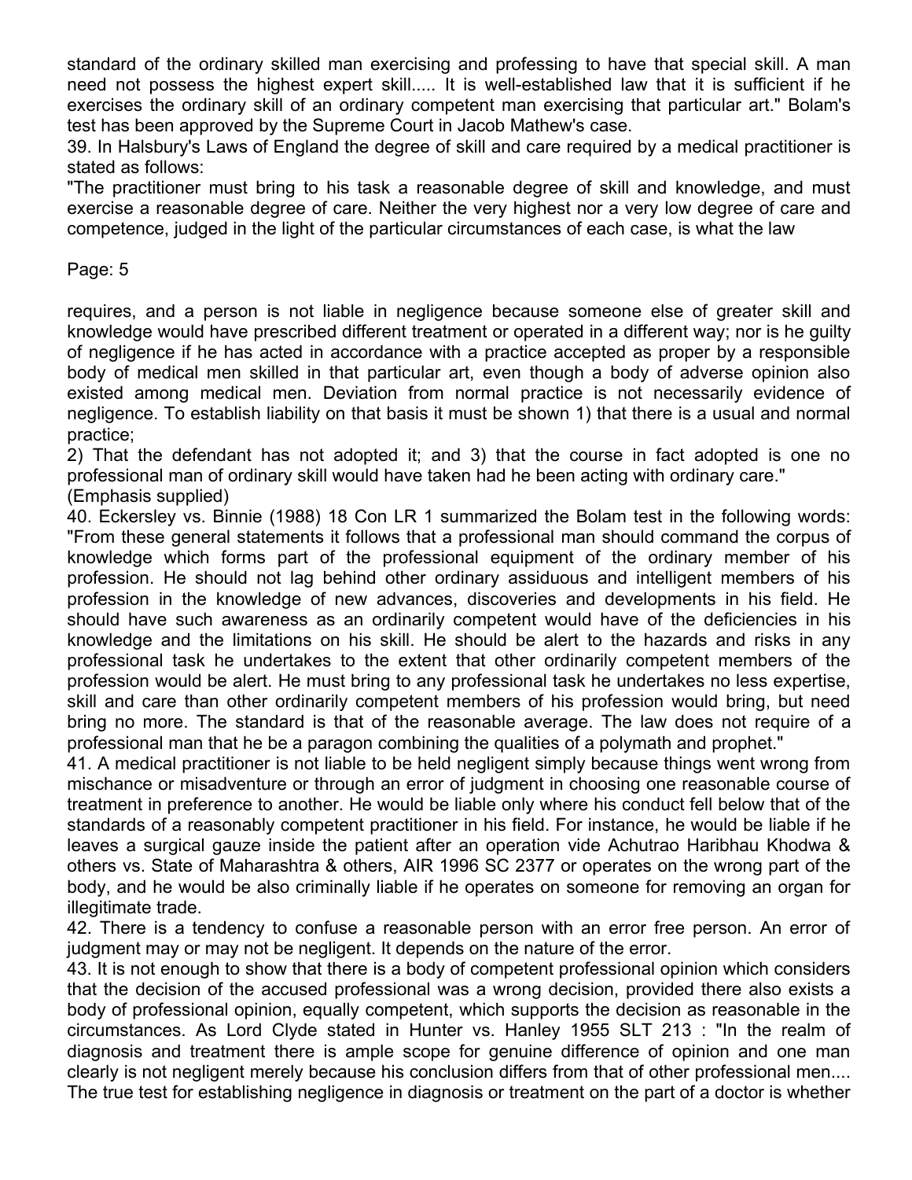standard of the ordinary skilled man exercising and professing to have that special skill. A man need not possess the highest expert skill..... It is well-established law that it is sufficient if he exercises the ordinary skill of an ordinary competent man exercising that particular art." Bolam's test has been approved by the Supreme Court in Jacob Mathew's case.

39. In Halsbury's Laws of England the degree of skill and care required by a medical practitioner is stated as follows:

"The practitioner must bring to his task a reasonable degree of skill and knowledge, and must exercise a reasonable degree of care. Neither the very highest nor a very low degree of care and competence, judged in the light of the particular circumstances of each case, is what the law requires, and a person is not liable in negligence because someone else of greater skill and knowledge would have prescribed different treatment or operated in a different way; nor is he guilty of negligence if he has acted in accordance with a practice accepted as proper by a responsible body of medical men skilled in that particular art, even though a body of adverse opinion also existed among medical men. Deviation from normal practice is not necessarily evidence of negligence. To establish liability on that basis it must be shown 1) that there is a usual and normal practice;

2) That the defendant has not adopted it; and 3) that the course in fact adopted is one no professional man of ordinary skill would have taken had he been acting with ordinary care."

(Emphasis supplied)

40. Eckersley vs. Binnie (1988) 18 Con LR 1 summarized the Bolam test in the following words: "From these general statements it follows that a professional man should command the corpus of knowledge which forms part of the professional equipment of the ordinary member of his profession. He should not lag behind other ordinary assiduous and intelligent members of his profession in the knowledge of new advances, discoveries and developments in his field. He should have such awareness as an ordinarily competent would have of the deficiencies in his knowledge and the limitations on his skill. He should be alert to the hazards and risks in any professional task he undertakes to the extent that other ordinarily competent members of the profession would be alert. He must bring to any professional task he undertakes no less expertise, skill and care than other ordinarily competent members of his profession would bring, but need bring no more. The standard is that of the reasonable average. The law does not require of a professional man that he be a paragon combining the qualities of a polymath and prophet."

41. A medical practitioner is not liable to be held negligent simply because things went wrong from mischance or misadventure or through an error of judgment in choosing one reasonable course of treatment in preference to another. He would be liable only where his conduct fell below that of the standards of a reasonably competent practitioner in his field. For instance, he would be liable if he leaves a surgical gauze inside the patient after an operation vide Achutrao Haribhau Khodwa & others vs. State of Maharashtra & others, AIR 1996 SC 2377 or operates on the wrong part of the body, and he would be also criminally liable if he operates on someone for removing an organ for illegitimate trade.

42. There is a tendency to confuse a reasonable person with an error free person. An error of judgment may or may not be negligent. It depends on the nature of the error.

43. It is not enough to show that there is a body of competent professional opinion which considers that the decision of the accused professional was a wrong decision, provided there also exists a body of professional opinion, equally competent, which supports the decision as reasonable in the circumstances. As Lord Clyde stated in Hunter vs. Hanley 1955 SLT 213 : "In the realm of diagnosis and treatment there is ample scope for genuine difference of opinion and one man clearly is not negligent merely because his conclusion differs from that of other professional men.... The true test for establishing negligence in diagnosis or treatment on the part of a doctor is whether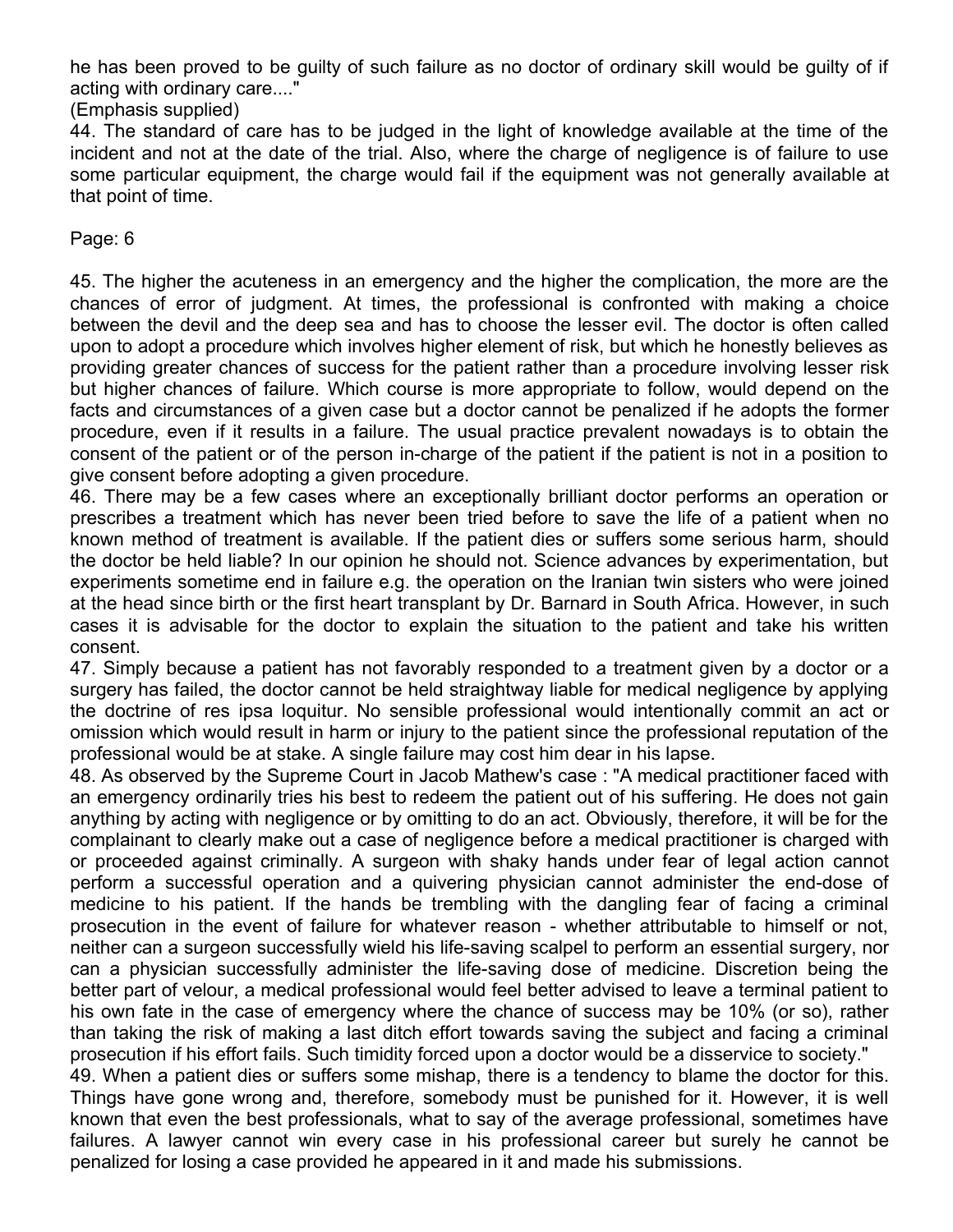he has been proved to be guilty of such failure as no doctor of ordinary skill would be guilty of if acting with ordinary care...."

(Emphasis supplied)

44. The standard of care has to be judged in the light of knowledge available at the time of the incident and not at the date of the trial. Also, where the charge of negligence is of failure to use some particular equipment, the charge would fail if the equipment was not generally available at that point of time.

45. The higher the acuteness in an emergency and the higher the complication, the more are the chances of error of judgment. At times, the professional is confronted with making a choice between the devil and the deep sea and has to choose the lesser evil. The doctor is often called upon to adopt a procedure which involves higher element of risk, but which he honestly believes as providing greater chances of success for the patient rather than a procedure involving lesser risk but higher chances of failure. Which course is more appropriate to follow, would depend on the facts and circumstances of a given case but a doctor cannot be penalized if he adopts the former procedure, even if it results in a failure. The usual practice prevalent nowadays is to obtain the consent of the patient or of the person in-charge of the patient if the patient is not in a position to give consent before adopting a given procedure.

46. There may be a few cases where an exceptionally brilliant doctor performs an operation or prescribes a treatment which has never been tried before to save the life of a patient when no known method of treatment is available. If the patient dies or suffers some serious harm, should the doctor be held liable? In our opinion he should not. Science advances by experimentation, but experiments sometime end in failure e.g. the operation on the Iranian twin sisters who were joined at the head since birth or the first heart transplant by Dr. Barnard in South Africa. However, in such cases it is advisable for the doctor to explain the situation to the patient and take his written consent.

47. Simply because a patient has not favorably responded to a treatment given by a doctor or a surgery has failed, the doctor cannot be held straightway liable for medical negligence by applying the doctrine of res ipsa loquitur. No sensible professional would intentionally commit an act or omission which would result in harm or injury to the patient since the professional reputation of the professional would be at stake. A single failure may cost him dear in his lapse.

48. As observed by the Supreme Court in Jacob Mathew's case : "A medical practitioner faced with an emergency ordinarily tries his best to redeem the patient out of his suffering. He does not gain anything by acting with negligence or by omitting to do an act. Obviously, therefore, it will be for the complainant to clearly make out a case of negligence before a medical practitioner is charged with or proceeded against criminally. A surgeon with shaky hands under fear of legal action cannot perform a successful operation and a quivering physician cannot administer the end-dose of medicine to his patient. If the hands be trembling with the dangling fear of facing a criminal prosecution in the event of failure for whatever reason - whether attributable to himself or not, neither can a surgeon successfully wield his life-saving scalpel to perform an essential surgery, nor can a physician successfully administer the life-saving dose of medicine. Discretion being the better part of velour, a medical professional would feel better advised to leave a terminal patient to his own fate in the case of emergency where the chance of success may be 10% (or so), rather than taking the risk of making a last ditch effort towards saving the subject and facing a criminal prosecution if his effort fails. Such timidity forced upon a doctor would be a disservice to society."

49. When a patient dies or suffers some mishap, there is a tendency to blame the doctor for this. Things have gone wrong and, therefore, somebody must be punished for it. However, it is well known that even the best professionals, what to say of the average professional, sometimes have failures. A lawyer cannot win every case in his professional career but surely he cannot be penalized for losing a case provided he appeared in it and made his submissions.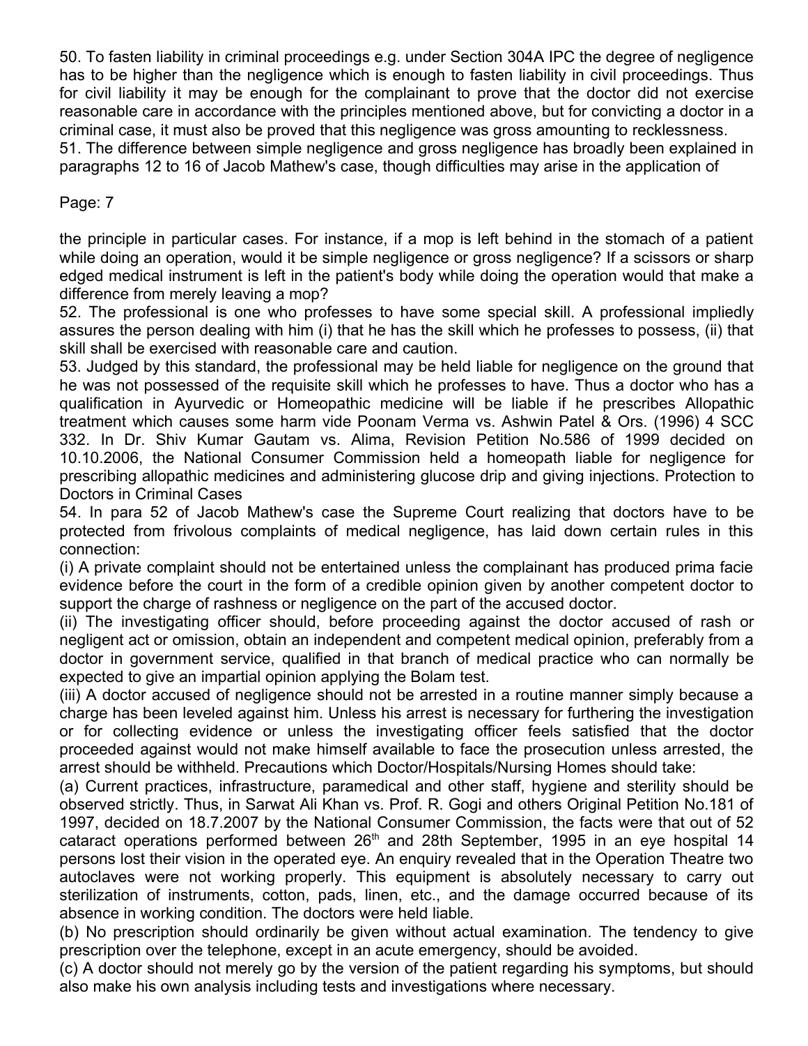50. To fasten liability in criminal proceedings e.g. under Section 304A IPC the degree of negligence has to be higher than the negligence which is enough to fasten liability in civil proceedings. Thus for civil liability it may be enough for the complainant to prove that the doctor did not exercise reasonable care in accordance with the principles mentioned above, but for convicting a doctor in a criminal case, it must also be proved that this negligence was gross amounting to recklessness.

51. The difference between simple negligence and gross negligence has broadly been explained in paragraphs 12 to 16 of Jacob Mathew's case, though difficulties may arise in the application of the principle in particular cases. For instance, if a mop is left behind in the stomach of a patient while doing an operation, would it be simple negligence or gross negligence? If a scissors or sharp edged medical instrument is left in the patient's body while doing the operation would that make a difference from merely leaving a mop?

52. The professional is one who professes to have some special skill. A professional impliedly assures the person dealing with him (i) that he has the skill which he professes to possess, (ii) that skill shall be exercised with reasonable care and caution.

53. Judged by this standard, the professional may be held liable for negligence on the ground that he was not possessed of the requisite skill which he professes to have. Thus a doctor who has a qualification in Ayurvedic or Homeopathic medicine will be liable if he prescribes Allopathic treatment which causes some harm vide Poonam Verma vs. Ashwin Patel & Ors. (1996) 4 SCC 332. In Dr. Shiv Kumar Gautam vs. Alima, Revision Petition No.586 of 1999 decided on 10.10.2006, the National Consumer Commission held a homeopath liable for negligence for prescribing allopathic medicines and administering glucose drip and giving injections. Protection to Doctors in Criminal Cases

54. In para 52 of Jacob Mathew's case the Supreme Court realizing that doctors have to be protected from frivolous complaints of medical negligence, has laid down certain rules in this connection:

(i) A private complaint should not be entertained unless the complainant has produced prima facie evidence before the court in the form of a credible opinion given by another competent doctor to support the charge of rashness or negligence on the part of the accused doctor.

(ii) The investigating officer should, before proceeding against the doctor accused of rash or negligent act or omission, obtain an independent and competent medical opinion, preferably from a doctor in government service, qualified in that branch of medical practice who can normally be expected to give an impartial opinion applying the Bolam test.

(iii) A doctor accused of negligence should not be arrested in a routine manner simply because a charge has been leveled against him. Unless his arrest is necessary for furthering the investigation or for collecting evidence or unless the investigating officer feels satisfied that the doctor proceeded against would not make himself available to face the prosecution unless arrested, the arrest should be withheld. Precautions which Doctor/Hospitals/Nursing Homes should take:

(a) Current practices, infrastructure, paramedical and other staff, hygiene and sterility should be observed strictly. Thus, in Sarwat Ali Khan vs. Prof. R. Gogi and others Original Petition No.181 of 1997, decided on 18.7.2007 by the National Consumer Commission, the facts were that out of 52 cataract operations performed between 26th and 28th September, 1995 in an eye hospital 14 persons lost their vision in the operated eye. An enquiry revealed that in the Operation Theatre two autoclaves were not working properly. This equipment is absolutely necessary to carry out sterilization of instruments, cotton, pads, linen, etc., and the damage occurred because of its absence in working condition. The doctors were held liable.

(b) No prescription should ordinarily be given without actual examination. The tendency to give prescription over the telephone, except in an acute emergency, should be avoided.

(c) A doctor should not merely go by the version of the patient regarding his symptoms, but should also make his own analysis including tests and investigations where necessary.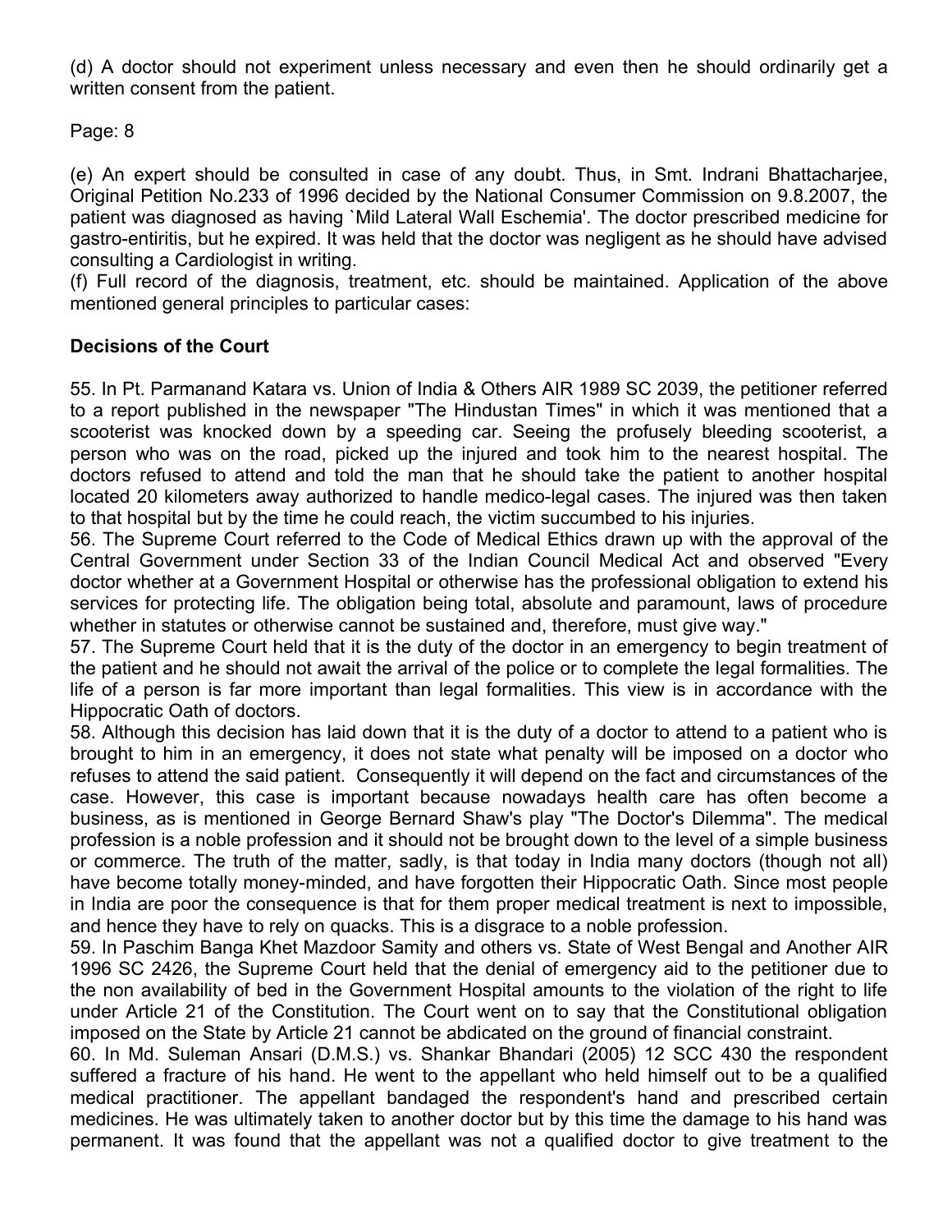(d) A doctor should not experiment unless necessary and even then he should ordinarily get a written consent from the patient.

Page: 8

(e) An expert should be consulted in case of any doubt. Thus, in Smt. Indrani Bhattacharjee, Original Petition No.233 of 1996 decided by the National Consumer Commission on 9.8.2007, the patient was diagnosed as having `Mild Lateral Wall Eschemia'. The doctor prescribed medicine for gastro-entiritis, but he expired. It was held that the doctor was negligent as he should have advised consulting a Cardiologist in writing.

(f) Full record of the diagnosis, treatment, etc. should be maintained. Application of the above mentioned general principles to particular cases:

**Decisions of the Court**

55. In Pt. Parmanand Katara vs. Union of India & Others AIR 1989 SC 2039, the petitioner referred to a report published in the newspaper "The Hindustan Times" in which it was mentioned that a scooterist was knocked down by a speeding car. Seeing the profusely bleeding scooterist, a person who was on the road, picked up the injured and took him to the nearest hospital. The doctors refused to attend and told the man that he should take the patient to another hospital located 20 kilometers away authorized to handle medico-legal cases. The injured was then taken to that hospital but by the time he could reach, the victim succumbed to his injuries.

56. The Supreme Court referred to the Code of Medical Ethics drawn up with the approval of the Central Government under Section 33 of the Indian Council Medical Act and observed "Every doctor whether at a Government Hospital or otherwise has the professional obligation to extend his services for protecting life. The obligation being total, absolute and paramount, laws of procedure whether in statutes or otherwise cannot be sustained and, therefore, must give way."

57. The Supreme Court held that it is the duty of the doctor in an emergency to begin treatment of the patient and he should not await the arrival of the police or to complete the legal formalities. The life of a person is far more important than legal formalities. This view is in accordance with the Hippocratic Oath of doctors.

58. Although this decision has laid down that it is the duty of a doctor to attend to a patient who is brought to him in an emergency, it does not state what penalty will be imposed on a doctor who refuses to attend the said patient. Consequently it will depend on the fact and circumstances of the case. However, this case is important because nowadays health care has often become a business, as is mentioned in George Bernard Shaw's play "The Doctor's Dilemma". The medical profession is a noble profession and it should not be brought down to the level of a simple business or commerce. The truth of the matter, sadly, is that today in India many doctors (though not all) have become totally money-minded, and have forgotten their Hippocratic Oath. Since most people in India are poor the consequence is that for them proper medical treatment is next to impossible, and hence they have to rely on quacks. This is a disgrace to a noble profession.

59. In Paschim Banga Khet Mazdoor Samity and others vs. State of West Bengal and Another AIR 1996 SC 2426, the Supreme Court held that the denial of emergency aid to the petitioner due to the non availability of bed in the Government Hospital amounts to the violation of the right to life under Article 21 of the Constitution. The Court went on to say that the Constitutional obligation imposed on the State by Article 21 cannot be abdicated on the ground of financial constraint.

60. In Md. Suleman Ansari (D.M.S.) vs. Shankar Bhandari (2005) 12 SCC 430 the respondent suffered a fracture of his hand. He went to the appellant who held himself out to be a qualified medical practitioner. The appellant bandaged the respondent's hand and prescribed certain medicines. He was ultimately taken to another doctor but by this time the damage to his hand was permanent. It was found that the appellant was not a qualified doctor to give treatment to the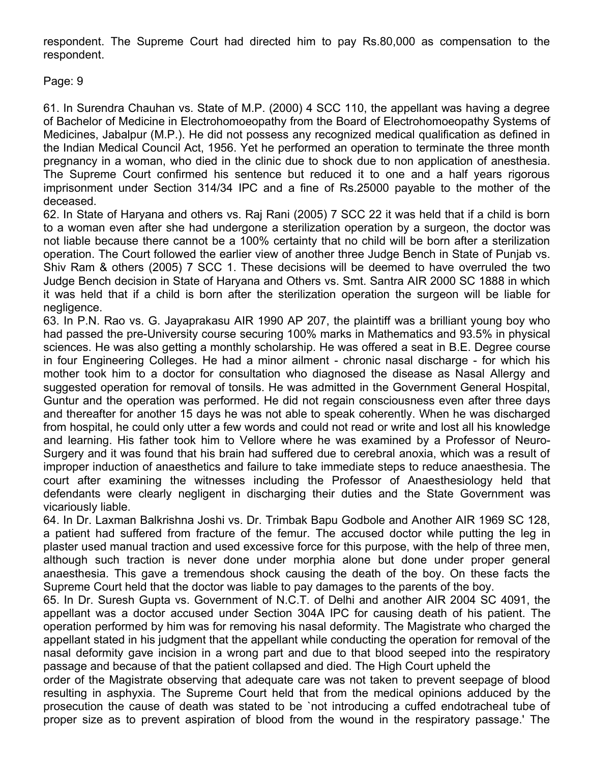respondent. The Supreme Court had directed him to pay Rs.80,000 as compensation to the respondent.

Page: 9

61. In Surendra Chauhan vs. State of M.P. (2000) 4 SCC 110, the appellant was having a degree of Bachelor of Medicine in Electrohomoeopathy from the Board of Electrohomoeopathy Systems of Medicines, Jabalpur (M.P.). He did not possess any recognized medical qualification as defined in the Indian Medical Council Act, 1956. Yet he performed an operation to terminate the three month pregnancy in a woman, who died in the clinic due to shock due to non application of anesthesia. The Supreme Court confirmed his sentence but reduced it to one and a half years rigorous imprisonment under Section 314/34 IPC and a fine of Rs.25000 payable to the mother of the deceased.

62. In State of Haryana and others vs. Raj Rani (2005) 7 SCC 22 it was held that if a child is born to a woman even after she had undergone a sterilization operation by a surgeon, the doctor was not liable because there cannot be a 100% certainty that no child will be born after a sterilization operation. The Court followed the earlier view of another three Judge Bench in State of Punjab vs. Shiv Ram & others (2005) 7 SCC 1. These decisions will be deemed to have overruled the two Judge Bench decision in State of Haryana and Others vs. Smt. Santra AIR 2000 SC 1888 in which it was held that if a child is born after the sterilization operation the surgeon will be liable for negligence.

63. In P.N. Rao vs. G. Jayaprakasu AIR 1990 AP 207, the plaintiff was a brilliant young boy who had passed the pre-University course securing 100% marks in Mathematics and 93.5% in physical sciences. He was also getting a monthly scholarship. He was offered a seat in B.E. Degree course in four Engineering Colleges. He had a minor ailment - chronic nasal discharge - for which his mother took him to a doctor for consultation who diagnosed the disease as Nasal Allergy and suggested operation for removal of tonsils. He was admitted in the Government General Hospital, Guntur and the operation was performed. He did not regain consciousness even after three days and thereafter for another 15 days he was not able to speak coherently. When he was discharged from hospital, he could only utter a few words and could not read or write and lost all his knowledge and learning. His father took him to Vellore where he was examined by a Professor of Neuro-Surgery and it was found that his brain had suffered due to cerebral anoxia, which was a result of improper induction of anaesthetics and failure to take immediate steps to reduce anaesthesia. The court after examining the witnesses including the Professor of Anaesthesiology held that defendants were clearly negligent in discharging their duties and the State Government was vicariously liable.

64. In Dr. Laxman Balkrishna Joshi vs. Dr. Trimbak Bapu Godbole and Another AIR 1969 SC 128, a patient had suffered from fracture of the femur. The accused doctor while putting the leg in plaster used manual traction and used excessive force for this purpose, with the help of three men, although such traction is never done under morphia alone but done under proper general anaesthesia. This gave a tremendous shock causing the death of the boy. On these facts the Supreme Court held that the doctor was liable to pay damages to the parents of the boy.

65. In Dr. Suresh Gupta vs. Government of N.C.T. of Delhi and another AIR 2004 SC 4091, the appellant was a doctor accused under Section 304A IPC for causing death of his patient. The operation performed by him was for removing his nasal deformity. The Magistrate who charged the appellant stated in his judgment that the appellant while conducting the operation for removal of the nasal deformity gave incision in a wrong part and due to that blood seeped into the respiratory passage and because of that the patient collapsed and died. The High Court upheld the order of the Magistrate observing that adequate care was not taken to prevent seepage of blood resulting in asphyxia. The Supreme Court held that from the medical opinions adduced by the prosecution the cause of death was stated to be `not introducing a cuffed endotracheal tube of proper size as to prevent aspiration of blood from the wound in the respiratory passage.' The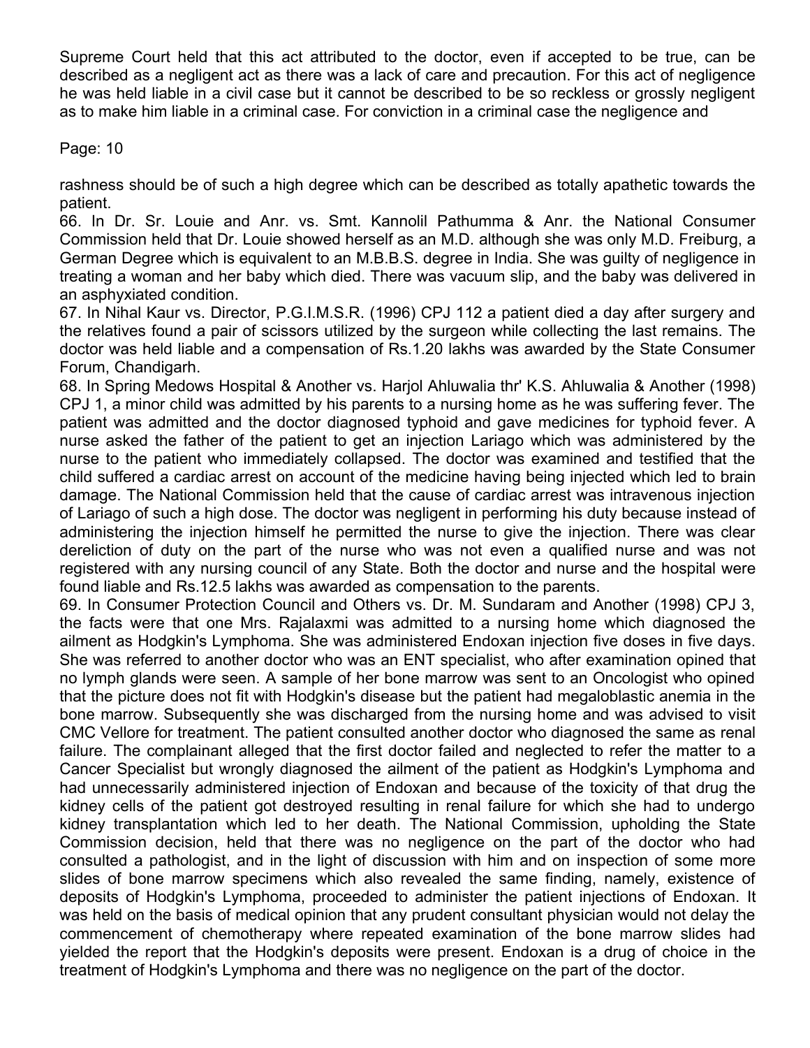Supreme Court held that this act attributed to the doctor, even if accepted to be true, can be described as a negligent act as there was a lack of care and precaution. For this act of negligence he was held liable in a civil case but it cannot be described to be so reckless or grossly negligent as to make him liable in a criminal case. For conviction in a criminal case the negligence and

rashness should be of such a high degree which can be described as totally apathetic towards the patient.

66. In Dr. Sr. Louie and Anr. vs. Smt. Kannolil Pathumma & Anr. the National Consumer Commission held that Dr. Louie showed herself as an M.D. although she was only M.D. Freiburg, a German Degree which is equivalent to an M.B.B.S. degree in India. She was guilty of negligence in treating a woman and her baby which died. There was vacuum slip, and the baby was delivered in an asphyxiated condition.

67. In Nihal Kaur vs. Director, P.G.I.M.S.R. (1996) CPJ 112 a patient died a day after surgery and the relatives found a pair of scissors utilized by the surgeon while collecting the last remains. The doctor was held liable and a compensation of Rs.1.20 lakhs was awarded by the State Consumer Forum, Chandigarh.

68. In Spring Medows Hospital & Another vs. Harjol Ahluwalia thr' K.S. Ahluwalia & Another (1998) CPJ 1, a minor child was admitted by his parents to a nursing home as he was suffering fever. The patient was admitted and the doctor diagnosed typhoid and gave medicines for typhoid fever. A nurse asked the father of the patient to get an injection Lariago which was administered by the nurse to the patient who immediately collapsed. The doctor was examined and testified that the child suffered a cardiac arrest on account of the medicine having being injected which led to brain damage. The National Commission held that the cause of cardiac arrest was intravenous injection of Lariago of such a high dose. The doctor was negligent in performing his duty because instead of administering the injection himself he permitted the nurse to give the injection. There was clear dereliction of duty on the part of the nurse who was not even a qualified nurse and was not registered with any nursing council of any State. Both the doctor and nurse and the hospital were found liable and Rs.12.5 lakhs was awarded as compensation to the parents.

69. In Consumer Protection Council and Others vs. Dr. M. Sundaram and Another (1998) CPJ 3, the facts were that one Mrs. Rajalaxmi was admitted to a nursing home which diagnosed the ailment as Hodgkin's Lymphoma. She was administered Endoxan injection five doses in five days. She was referred to another doctor who was an ENT specialist, who after examination opined that no lymph glands were seen. A sample of her bone marrow was sent to an Oncologist who opined that the picture does not fit with Hodgkin's disease but the patient had megaloblastic anemia in the bone marrow. Subsequently she was discharged from the nursing home and was advised to visit CMC Vellore for treatment. The patient consulted another doctor who diagnosed the same as renal failure. The complainant alleged that the first doctor failed and neglected to refer the matter to a Cancer Specialist but wrongly diagnosed the ailment of the patient as Hodgkin's Lymphoma and had unnecessarily administered injection of Endoxan and because of the toxicity of that drug the kidney cells of the patient got destroyed resulting in renal failure for which she had to undergo kidney transplantation which led to her death. The National Commission, upholding the State Commission decision, held that there was no negligence on the part of the doctor who had consulted a pathologist, and in the light of discussion with him and on inspection of some more slides of bone marrow specimens which also revealed the same finding, namely, existence of deposits of Hodgkin's Lymphoma, proceeded to administer the patient injections of Endoxan. It was held on the basis of medical opinion that any prudent consultant physician would not delay the commencement of chemotherapy where repeated examination of the bone marrow slides had yielded the report that the Hodgkin's deposits were present. Endoxan is a drug of choice in the treatment of Hodgkin's Lymphoma and there was no negligence on the part of the doctor.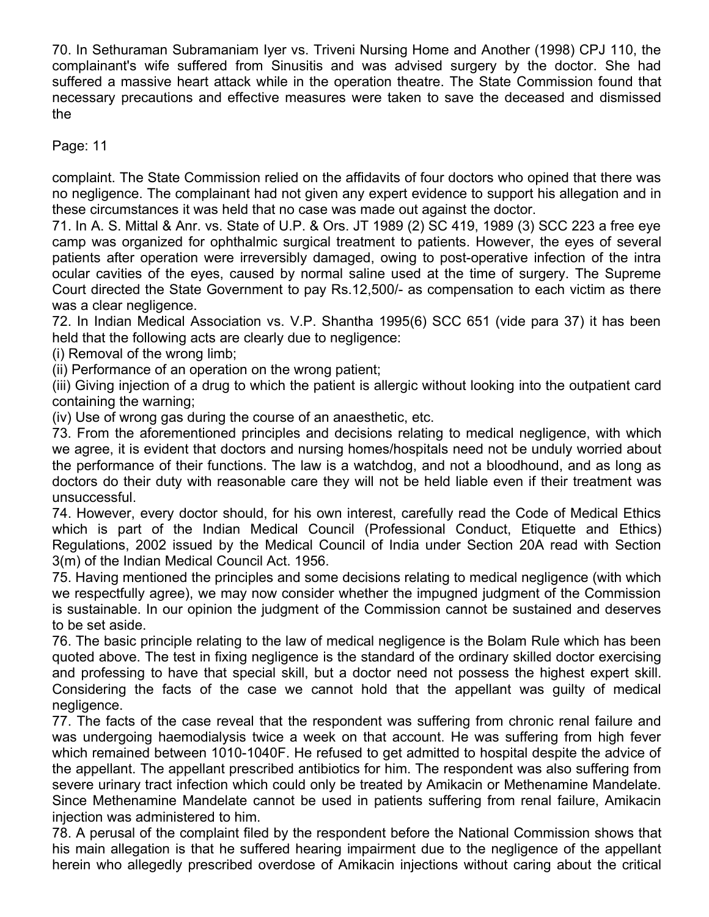70. In Sethuraman Subramaniam Iyer vs. Triveni Nursing Home and Another (1998) CPJ 110, the complainant's wife suffered from Sinusitis and was advised surgery by the doctor. She had suffered a massive heart attack while in the operation theatre. The State Commission found that necessary precautions and effective measures were taken to save the deceased and dismissed the

complaint. The State Commission relied on the affidavits of four doctors who opined that there was no negligence. The complainant had not given any expert evidence to support his allegation and in these circumstances it was held that no case was made out against the doctor.

71. In A. S. Mittal & Anr. vs. State of U.P. & Ors. JT 1989 (2) SC 419, 1989 (3) SCC 223 a free eye camp was organized for ophthalmic surgical treatment to patients. However, the eyes of several patients after operation were irreversibly damaged, owing to post-operative infection of the intra ocular cavities of the eyes, caused by normal saline used at the time of surgery. The Supreme Court directed the State Government to pay Rs.12,500/- as compensation to each victim as there was a clear negligence.

72. In Indian Medical Association vs. V.P. Shantha 1995(6) SCC 651 (vide para 37) it has been held that the following acts are clearly due to negligence:

(i) Removal of the wrong limb;

(ii) Performance of an operation on the wrong patient;

(iii) Giving injection of a drug to which the patient is allergic without looking into the outpatient card containing the warning;

(iv) Use of wrong gas during the course of an anaesthetic, etc.

73. From the aforementioned principles and decisions relating to medical negligence, with which we agree, it is evident that doctors and nursing homes/hospitals need not be unduly worried about the performance of their functions. The law is a watchdog, and not a bloodhound, and as long as doctors do their duty with reasonable care they will not be held liable even if their treatment was unsuccessful.

74. However, every doctor should, for his own interest, carefully read the Code of Medical Ethics which is part of the Indian Medical Council (Professional Conduct, Etiquette and Ethics) Regulations, 2002 issued by the Medical Council of India under Section 20A read with Section 3(m) of the Indian Medical Council Act. 1956.

75. Having mentioned the principles and some decisions relating to medical negligence (with which we respectfully agree), we may now consider whether the impugned judgment of the Commission is sustainable. In our opinion the judgment of the Commission cannot be sustained and deserves to be set aside.

76. The basic principle relating to the law of medical negligence is the Bolam Rule which has been quoted above. The test in fixing negligence is the standard of the ordinary skilled doctor exercising and professing to have that special skill, but a doctor need not possess the highest expert skill. Considering the facts of the case we cannot hold that the appellant was guilty of medical negligence.

77. The facts of the case reveal that the respondent was suffering from chronic renal failure and was undergoing haemodialysis twice a week on that account. He was suffering from high fever which remained between 1010-1040F. He refused to get admitted to hospital despite the advice of the appellant. The appellant prescribed antibiotics for him. The respondent was also suffering from severe urinary tract infection which could only be treated by Amikacin or Methenamine Mandelate. Since Methenamine Mandelate cannot be used in patients suffering from renal failure, Amikacin injection was administered to him.

78. A perusal of the complaint filed by the respondent before the National Commission shows that his main allegation is that he suffered hearing impairment due to the negligence of the appellant herein who allegedly prescribed overdose of Amikacin injections without caring about the critical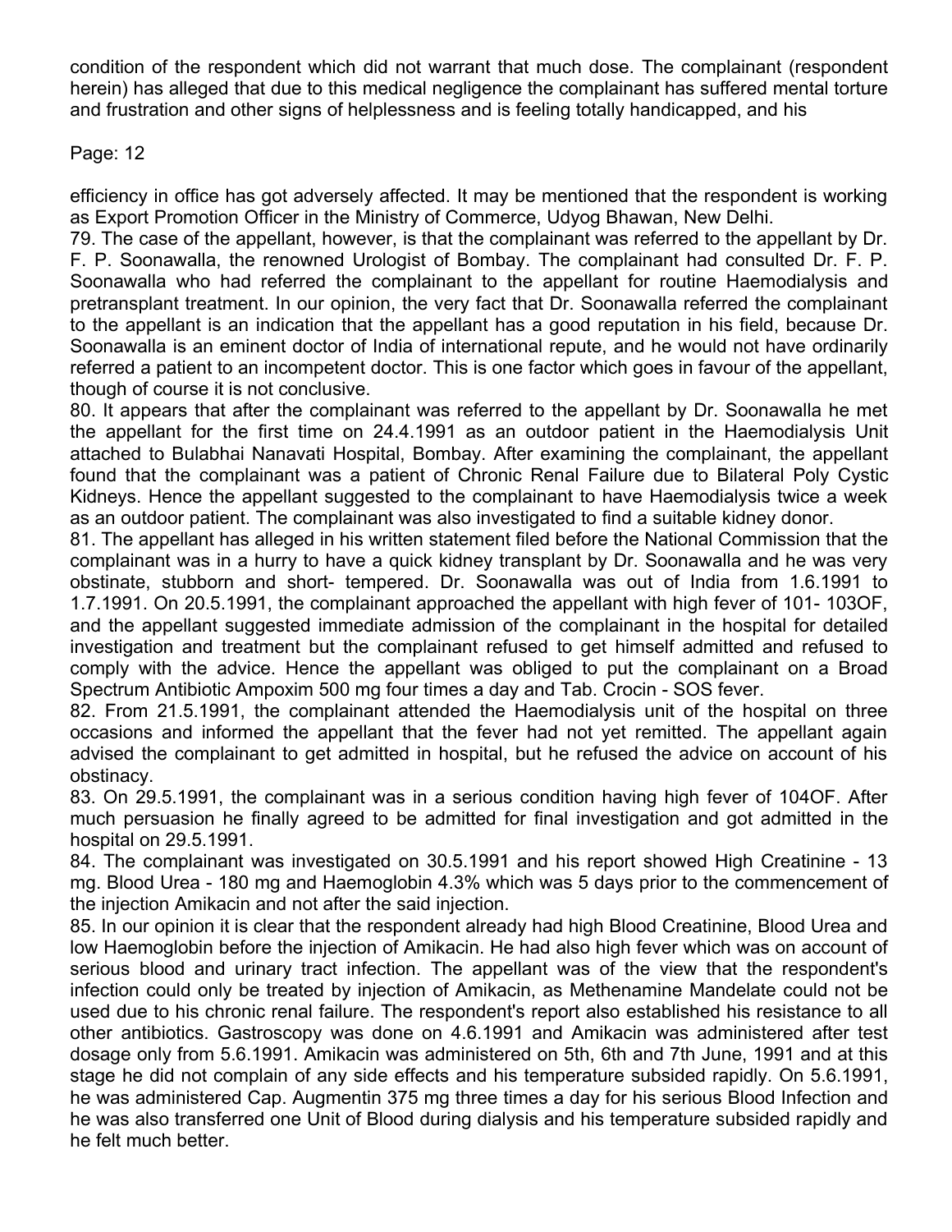condition of the respondent which did not warrant that much dose. The complainant (respondent herein) has alleged that due to this medical negligence the complainant has suffered mental torture and frustration and other signs of helplessness and is feeling totally handicapped, and his

efficiency in office has got adversely affected. It may be mentioned that the respondent is working as Export Promotion Officer in the Ministry of Commerce, Udyog Bhawan, New Delhi.

79. The case of the appellant, however, is that the complainant was referred to the appellant by Dr. F. P. Soonawalla, the renowned Urologist of Bombay. The complainant had consulted Dr. F. P. Soonawalla who had referred the complainant to the appellant for routine Haemodialysis and pretransplant treatment. In our opinion, the very fact that Dr. Soonawalla referred the complainant to the appellant is an indication that the appellant has a good reputation in his field, because Dr. Soonawalla is an eminent doctor of India of international repute, and he would not have ordinarily referred a patient to an incompetent doctor. This is one factor which goes in favour of the appellant, though of course it is not conclusive.

80. It appears that after the complainant was referred to the appellant by Dr. Soonawalla he met the appellant for the first time on 24.4.1991 as an outdoor patient in the Haemodialysis Unit attached to Bulabhai Nanavati Hospital, Bombay. After examining the complainant, the appellant found that the complainant was a patient of Chronic Renal Failure due to Bilateral Poly Cystic Kidneys. Hence the appellant suggested to the complainant to have Haemodialysis twice a week as an outdoor patient. The complainant was also investigated to find a suitable kidney donor.

81. The appellant has alleged in his written statement filed before the National Commission that the complainant was in a hurry to have a quick kidney transplant by Dr. Soonawalla and he was very obstinate, stubborn and short- tempered. Dr. Soonawalla was out of India from 1.6.1991 to 1.7.1991. On 20.5.1991, the complainant approached the appellant with high fever of 101- 103OF, and the appellant suggested immediate admission of the complainant in the hospital for detailed investigation and treatment but the complainant refused to get himself admitted and refused to comply with the advice. Hence the appellant was obliged to put the complainant on a Broad Spectrum Antibiotic Ampoxim 500 mg four times a day and Tab. Crocin - SOS fever.

82. From 21.5.1991, the complainant attended the Haemodialysis unit of the hospital on three occasions and informed the appellant that the fever had not yet remitted. The appellant again advised the complainant to get admitted in hospital, but he refused the advice on account of his obstinacy.

83. On 29.5.1991, the complainant was in a serious condition having high fever of 104OF. After much persuasion he finally agreed to be admitted for final investigation and got admitted in the hospital on 29.5.1991.

84. The complainant was investigated on 30.5.1991 and his report showed High Creatinine - 13 mg. Blood Urea - 180 mg and Haemoglobin 4.3% which was 5 days prior to the commencement of the injection Amikacin and not after the said injection.

85. In our opinion it is clear that the respondent already had high Blood Creatinine, Blood Urea and low Haemoglobin before the injection of Amikacin. He had also high fever which was on account of serious blood and urinary tract infection. The appellant was of the view that the respondent's infection could only be treated by injection of Amikacin, as Methenamine Mandelate could not be used due to his chronic renal failure. The respondent's report also established his resistance to all other antibiotics. Gastroscopy was done on 4.6.1991 and Amikacin was administered after test dosage only from 5.6.1991. Amikacin was administered on 5th, 6th and 7th June, 1991 and at this stage he did not complain of any side effects and his temperature subsided rapidly. On 5.6.1991, he was administered Cap. Augmentin 375 mg three times a day for his serious Blood Infection and he was also transferred one Unit of Blood during dialysis and his temperature subsided rapidly and he felt much better.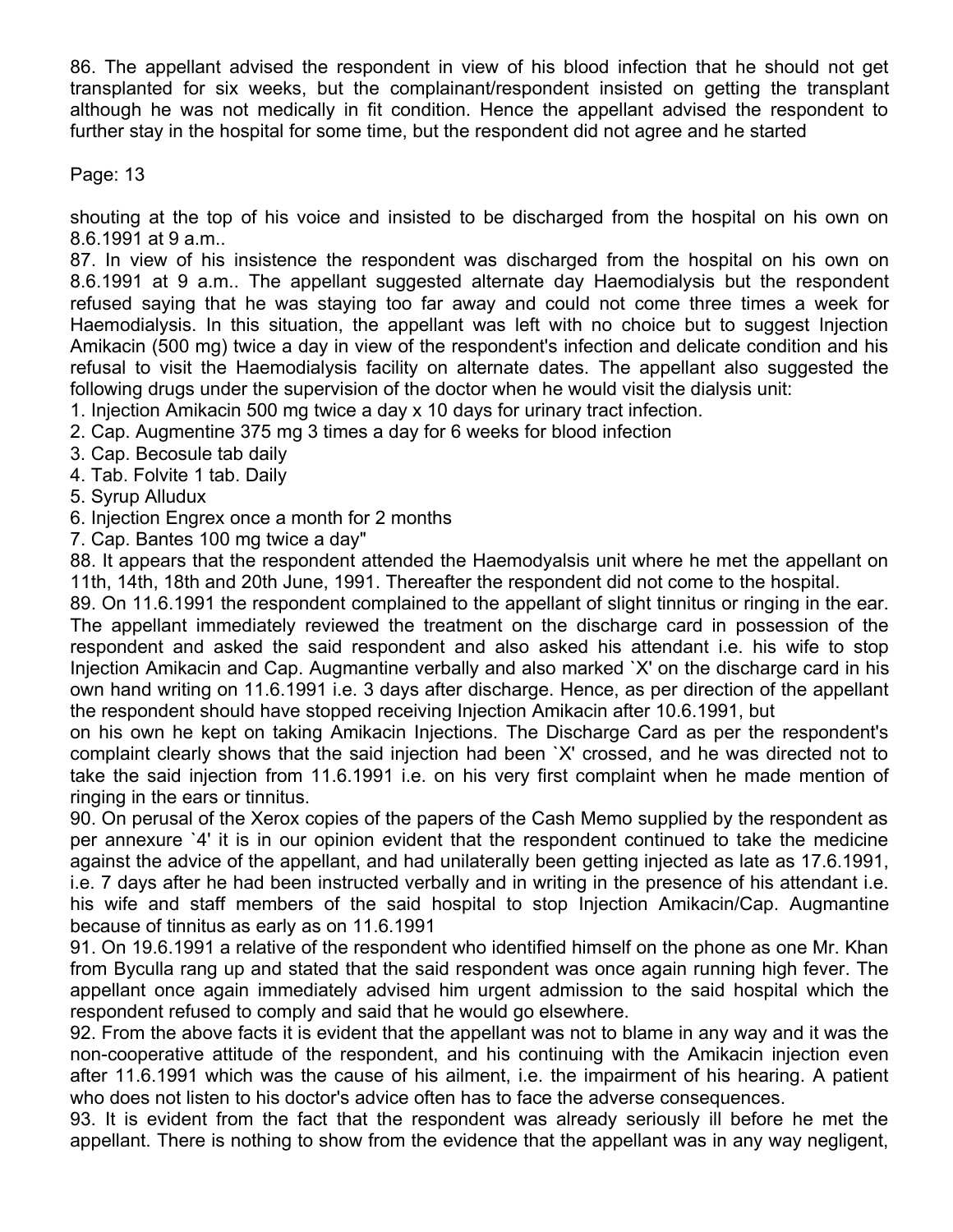86. The appellant advised the respondent in view of his blood infection that he should not get transplanted for six weeks, but the complainant/respondent insisted on getting the transplant although he was not medically in fit condition. Hence the appellant advised the respondent to further stay in the hospital for some time, but the respondent did not agree and he started shouting at the top of his voice and insisted to be discharged from the hospital on his own on 8.6.1991 at 9 a.m..

87. In view of his insistence the respondent was discharged from the hospital on his own on 8.6.1991 at 9 a.m.. The appellant suggested alternate day Haemodialysis but the respondent refused saying that he was staying too far away and could not come three times a week for Haemodialysis. In this situation, the appellant was left with no choice but to suggest Injection Amikacin (500 mg) twice a day in view of the respondent's infection and delicate condition and his refusal to visit the Haemodialysis facility on alternate dates. The appellant also suggested the following drugs under the supervision of the doctor when he would visit the dialysis unit:

1. Injection Amikacin 500 mg twice a day x 10 days for urinary tract infection.
2. Cap. Augmentine 375 mg 3 times a day for 6 weeks for blood infection
3. Cap. Becosule tab daily
4. Tab. Folvite 1 tab. Daily
5. Syrup Alludux
6. Injection Engrex once a month for 2 months
7. Cap. Bantes 100 mg twice a day"

88. It appears that the respondent attended the Haemodyalsis unit where he met the appellant on 11th, 14th, 18th and 20th June, 1991. Thereafter the respondent did not come to the hospital.

89. On 11.6.1991 the respondent complained to the appellant of slight tinnitus or ringing in the ear. The appellant immediately reviewed the treatment on the discharge card in possession of the respondent and asked the said respondent and also asked his attendant i.e. his wife to stop Injection Amikacin and Cap. Augmantine verbally and also marked `X' on the discharge card in his own hand writing on 11.6.1991 i.e. 3 days after discharge. Hence, as per direction of the appellant the respondent should have stopped receiving Injection Amikacin after 10.6.1991, but on his own he kept on taking Amikacin Injections. The Discharge Card as per the respondent's complaint clearly shows that the said injection had been `X' crossed, and he was directed not to take the said injection from 11.6.1991 i.e. on his very first complaint when he made mention of ringing in the ears or tinnitus.

90. On perusal of the Xerox copies of the papers of the Cash Memo supplied by the respondent as per annexure `4' it is in our opinion evident that the respondent continued to take the medicine against the advice of the appellant, and had unilaterally been getting injected as late as 17.6.1991, i.e. 7 days after he had been instructed verbally and in writing in the presence of his attendant i.e. his wife and staff members of the said hospital to stop Injection Amikacin/Cap. Augmantine because of tinnitus as early as on 11.6.1991

91. On 19.6.1991 a relative of the respondent who identified himself on the phone as one Mr. Khan from Byculla rang up and stated that the said respondent was once again running high fever. The appellant once again immediately advised him urgent admission to the said hospital which the respondent refused to comply and said that he would go elsewhere.

92. From the above facts it is evident that the appellant was not to blame in any way and it was the non-cooperative attitude of the respondent, and his continuing with the Amikacin injection even after 11.6.1991 which was the cause of his ailment, i.e. the impairment of his hearing. A patient who does not listen to his doctor's advice often has to face the adverse consequences.

93. It is evident from the fact that the respondent was already seriously ill before he met the appellant. There is nothing to show from the evidence that the appellant was in any way negligent,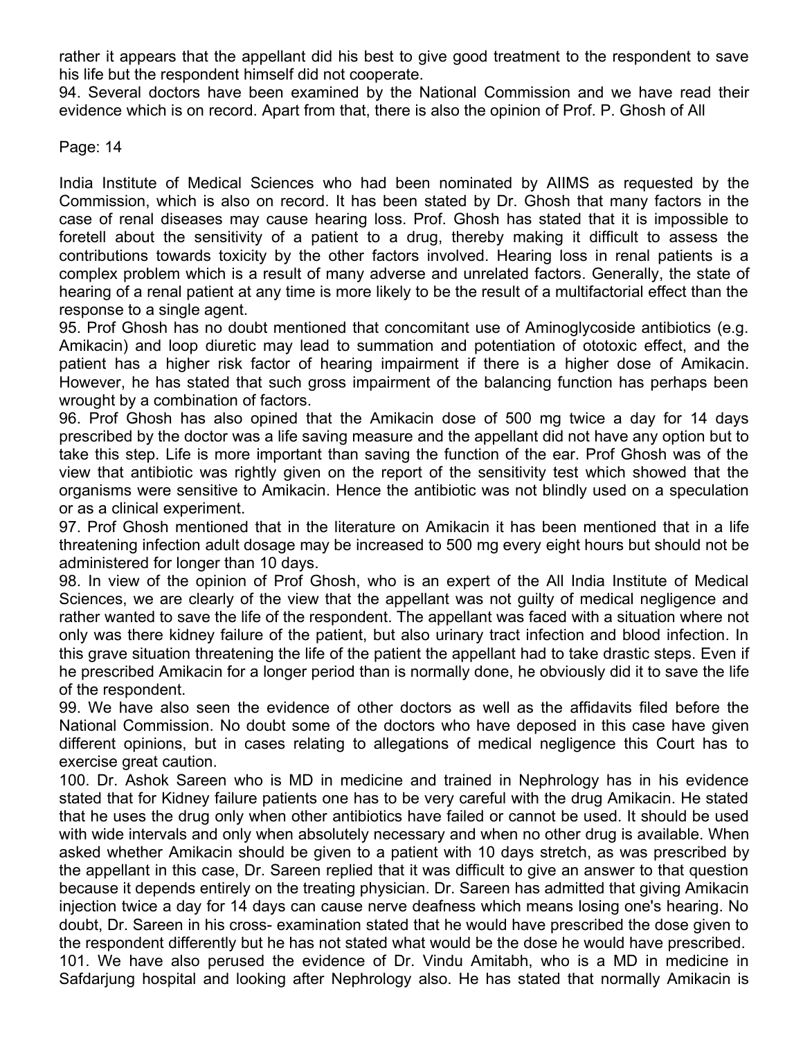rather it appears that the appellant did his best to give good treatment to the respondent to save his life but the respondent himself did not cooperate.

94. Several doctors have been examined by the National Commission and we have read their evidence which is on record. Apart from that, there is also the opinion of Prof. P. Ghosh of All India Institute of Medical Sciences who had been nominated by AIIMS as requested by the Commission, which is also on record. It has been stated by Dr. Ghosh that many factors in the case of renal diseases may cause hearing loss. Prof. Ghosh has stated that it is impossible to foretell about the sensitivity of a patient to a drug, thereby making it difficult to assess the contributions towards toxicity by the other factors involved. Hearing loss in renal patients is a complex problem which is a result of many adverse and unrelated factors. Generally, the state of hearing of a renal patient at any time is more likely to be the result of a multifactorial effect than the response to a single agent.

95. Prof Ghosh has no doubt mentioned that concomitant use of Aminoglycoside antibiotics (e.g. Amikacin) and loop diuretic may lead to summation and potentiation of ototoxic effect, and the patient has a higher risk factor of hearing impairment if there is a higher dose of Amikacin. However, he has stated that such gross impairment of the balancing function has perhaps been wrought by a combination of factors.

96. Prof Ghosh has also opined that the Amikacin dose of 500 mg twice a day for 14 days prescribed by the doctor was a life saving measure and the appellant did not have any option but to take this step. Life is more important than saving the function of the ear. Prof Ghosh was of the view that antibiotic was rightly given on the report of the sensitivity test which showed that the organisms were sensitive to Amikacin. Hence the antibiotic was not blindly used on a speculation or as a clinical experiment.

97. Prof Ghosh mentioned that in the literature on Amikacin it has been mentioned that in a life threatening infection adult dosage may be increased to 500 mg every eight hours but should not be administered for longer than 10 days.

98. In view of the opinion of Prof Ghosh, who is an expert of the All India Institute of Medical Sciences, we are clearly of the view that the appellant was not guilty of medical negligence and rather wanted to save the life of the respondent. The appellant was faced with a situation where not only was there kidney failure of the patient, but also urinary tract infection and blood infection. In this grave situation threatening the life of the patient the appellant had to take drastic steps. Even if he prescribed Amikacin for a longer period than is normally done, he obviously did it to save the life of the respondent.

99. We have also seen the evidence of other doctors as well as the affidavits filed before the National Commission. No doubt some of the doctors who have deposed in this case have given different opinions, but in cases relating to allegations of medical negligence this Court has to exercise great caution.

100. Dr. Ashok Sareen who is MD in medicine and trained in Nephrology has in his evidence stated that for Kidney failure patients one has to be very careful with the drug Amikacin. He stated that he uses the drug only when other antibiotics have failed or cannot be used. It should be used with wide intervals and only when absolutely necessary and when no other drug is available. When asked whether Amikacin should be given to a patient with 10 days stretch, as was prescribed by the appellant in this case, Dr. Sareen replied that it was difficult to give an answer to that question because it depends entirely on the treating physician. Dr. Sareen has admitted that giving Amikacin injection twice a day for 14 days can cause nerve deafness which means losing one's hearing. No doubt, Dr. Sareen in his cross- examination stated that he would have prescribed the dose given to the respondent differently but he has not stated what would be the dose he would have prescribed.

101. We have also perused the evidence of Dr. Vindu Amitabh, who is a MD in medicine in Safdarjung hospital and looking after Nephrology also. He has stated that normally Amikacin is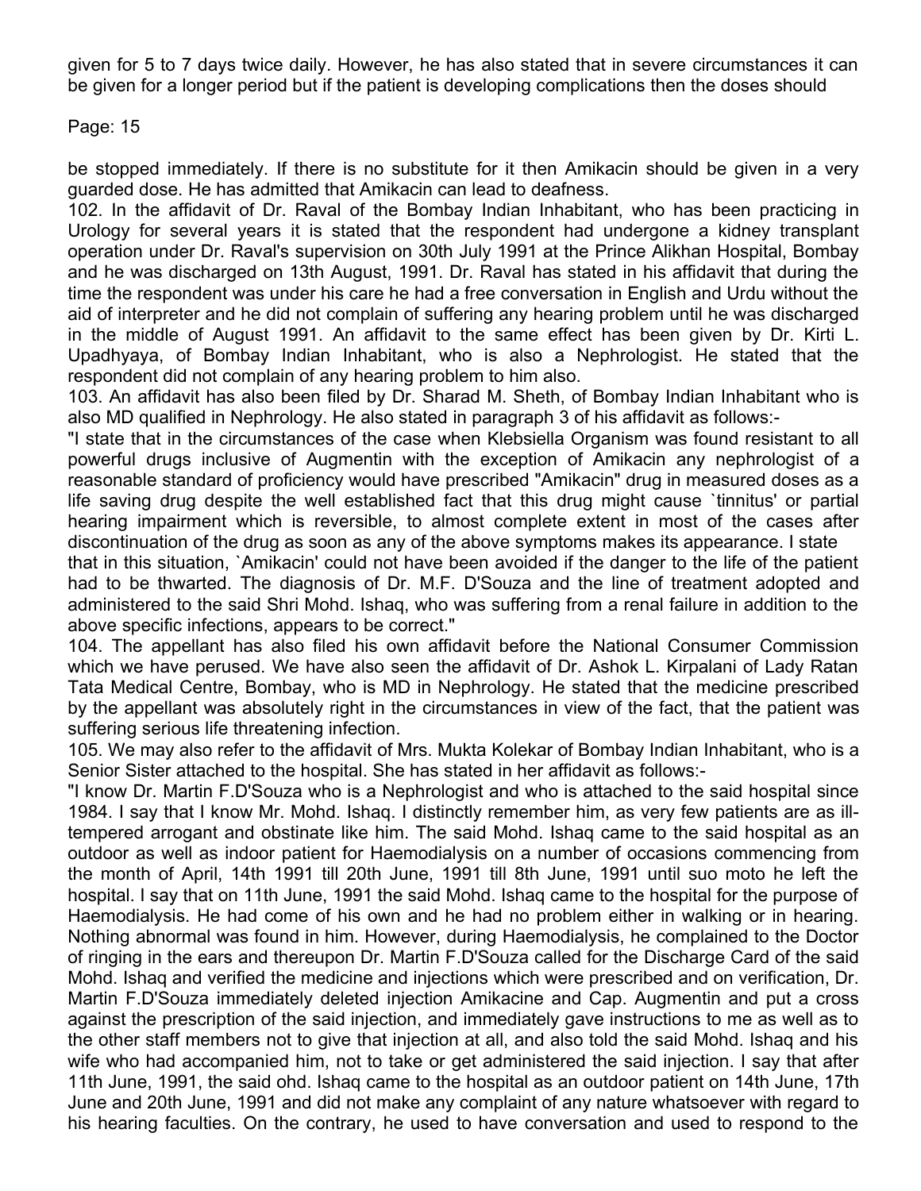given for 5 to 7 days twice daily. However, he has also stated that in severe circumstances it can be given for a longer period but if the patient is developing complications then the doses should

be stopped immediately. If there is no substitute for it then Amikacin should be given in a very guarded dose. He has admitted that Amikacin can lead to deafness.

102. In the affidavit of Dr. Raval of the Bombay Indian Inhabitant, who has been practicing in Urology for several years it is stated that the respondent had undergone a kidney transplant operation under Dr. Raval's supervision on 30th July 1991 at the Prince Alikhan Hospital, Bombay and he was discharged on 13th August, 1991. Dr. Raval has stated in his affidavit that during the time the respondent was under his care he had a free conversation in English and Urdu without the aid of interpreter and he did not complain of suffering any hearing problem until he was discharged in the middle of August 1991. An affidavit to the same effect has been given by Dr. Kirti L. Upadhyaya, of Bombay Indian Inhabitant, who is also a Nephrologist. He stated that the respondent did not complain of any hearing problem to him also.

103. An affidavit has also been filed by Dr. Sharad M. Sheth, of Bombay Indian Inhabitant who is also MD qualified in Nephrology. He also stated in paragraph 3 of his affidavit as follows:-

"I state that in the circumstances of the case when Klebsiella Organism was found resistant to all powerful drugs inclusive of Augmentin with the exception of Amikacin any nephrologist of a reasonable standard of proficiency would have prescribed "Amikacin" drug in measured doses as a life saving drug despite the well established fact that this drug might cause `tinnitus' or partial hearing impairment which is reversible, to almost complete extent in most of the cases after discontinuation of the drug as soon as any of the above symptoms makes its appearance. I state that in this situation, `Amikacin' could not have been avoided if the danger to the life of the patient had to be thwarted. The diagnosis of Dr. M.F. D'Souza and the line of treatment adopted and administered to the said Shri Mohd. Ishaq, who was suffering from a renal failure in addition to the above specific infections, appears to be correct."

104. The appellant has also filed his own affidavit before the National Consumer Commission which we have perused. We have also seen the affidavit of Dr. Ashok L. Kirpalani of Lady Ratan Tata Medical Centre, Bombay, who is MD in Nephrology. He stated that the medicine prescribed by the appellant was absolutely right in the circumstances in view of the fact, that the patient was suffering serious life threatening infection.

105. We may also refer to the affidavit of Mrs. Mukta Kolekar of Bombay Indian Inhabitant, who is a Senior Sister attached to the hospital. She has stated in her affidavit as follows:-

"I know Dr. Martin F.D'Souza who is a Nephrologist and who is attached to the said hospital since 1984. I say that I know Mr. Mohd. Ishaq. I distinctly remember him, as very few patients are as ill-tempered arrogant and obstinate like him. The said Mohd. Ishaq came to the said hospital as an outdoor as well as indoor patient for Haemodialysis on a number of occasions commencing from the month of April, 14th 1991 till 20th June, 1991 till 8th June, 1991 until suo moto he left the hospital. I say that on 11th June, 1991 the said Mohd. Ishaq came to the hospital for the purpose of Haemodialysis. He had come of his own and he had no problem either in walking or in hearing. Nothing abnormal was found in him. However, during Haemodialysis, he complained to the Doctor of ringing in the ears and thereupon Dr. Martin F.D'Souza called for the Discharge Card of the said Mohd. Ishaq and verified the medicine and injections which were prescribed and on verification, Dr. Martin F.D'Souza immediately deleted injection Amikacine and Cap. Augmentin and put a cross against the prescription of the said injection, and immediately gave instructions to me as well as to the other staff members not to give that injection at all, and also told the said Mohd. Ishaq and his wife who had accompanied him, not to take or get administered the said injection. I say that after 11th June, 1991, the said ohd. Ishaq came to the hospital as an outdoor patient on 14th June, 17th June and 20th June, 1991 and did not make any complaint of any nature whatsoever with regard to his hearing faculties. On the contrary, he used to have conversation and used to respond to the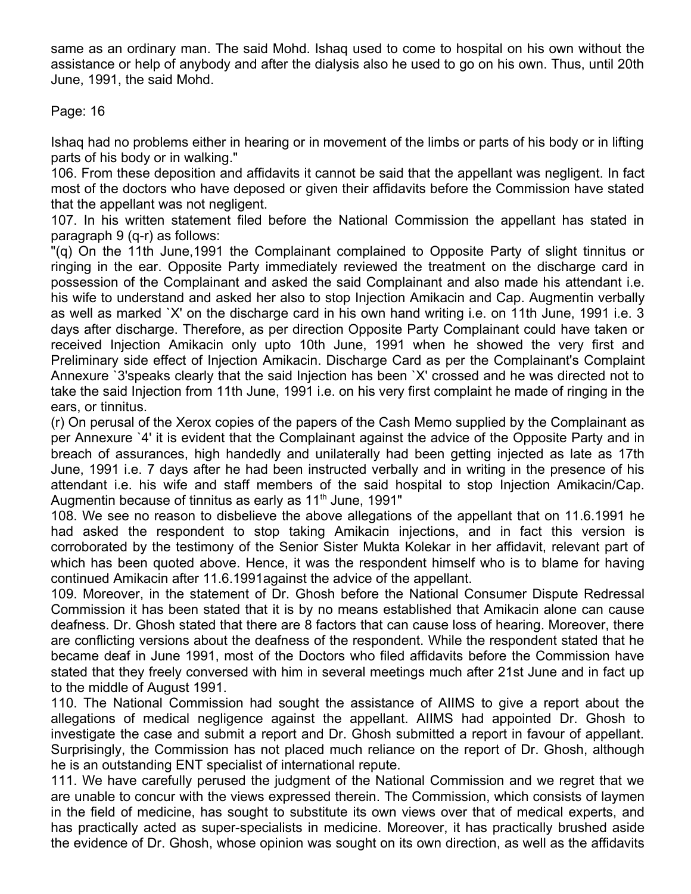same as an ordinary man. The said Mohd. Ishaq used to come to hospital on his own without the assistance or help of anybody and after the dialysis also he used to go on his own. Thus, until 20th June, 1991, the said Mohd.

Ishaq had no problems either in hearing or in movement of the limbs or parts of his body or in lifting parts of his body or in walking."

106. From these deposition and affidavits it cannot be said that the appellant was negligent. In fact most of the doctors who have deposed or given their affidavits before the Commission have stated that the appellant was not negligent.

107. In his written statement filed before the National Commission the appellant has stated in paragraph 9 (q-r) as follows:

"(q) On the 11th June,1991 the Complainant complained to Opposite Party of slight tinnitus or ringing in the ear. Opposite Party immediately reviewed the treatment on the discharge card in possession of the Complainant and asked the said Complainant and also made his attendant i.e. his wife to understand and asked her also to stop Injection Amikacin and Cap. Augmentin verbally as well as marked `X' on the discharge card in his own hand writing i.e. on 11th June, 1991 i.e. 3 days after discharge. Therefore, as per direction Opposite Party Complainant could have taken or received Injection Amikacin only upto 10th June, 1991 when he showed the very first and Preliminary side effect of Injection Amikacin. Discharge Card as per the Complainant's Complaint Annexure `3'speaks clearly that the said Injection has been `X' crossed and he was directed not to take the said Injection from 11th June, 1991 i.e. on his very first complaint he made of ringing in the ears, or tinnitus.

(r) On perusal of the Xerox copies of the papers of the Cash Memo supplied by the Complainant as per Annexure `4' it is evident that the Complainant against the advice of the Opposite Party and in breach of assurances, high handedly and unilaterally had been getting injected as late as 17th June, 1991 i.e. 7 days after he had been instructed verbally and in writing in the presence of his attendant i.e. his wife and staff members of the said hospital to stop Injection Amikacin/Cap. Augmentin because of tinnitus as early as 11th June, 1991"

108. We see no reason to disbelieve the above allegations of the appellant that on 11.6.1991 he had asked the respondent to stop taking Amikacin injections, and in fact this version is corroborated by the testimony of the Senior Sister Mukta Kolekar in her affidavit, relevant part of which has been quoted above. Hence, it was the respondent himself who is to blame for having continued Amikacin after 11.6.1991against the advice of the appellant.

109. Moreover, in the statement of Dr. Ghosh before the National Consumer Dispute Redressal Commission it has been stated that it is by no means established that Amikacin alone can cause deafness. Dr. Ghosh stated that there are 8 factors that can cause loss of hearing. Moreover, there are conflicting versions about the deafness of the respondent. While the respondent stated that he became deaf in June 1991, most of the Doctors who filed affidavits before the Commission have stated that they freely conversed with him in several meetings much after 21st June and in fact up to the middle of August 1991.

110. The National Commission had sought the assistance of AIIMS to give a report about the allegations of medical negligence against the appellant. AIIMS had appointed Dr. Ghosh to investigate the case and submit a report and Dr. Ghosh submitted a report in favour of appellant. Surprisingly, the Commission has not placed much reliance on the report of Dr. Ghosh, although he is an outstanding ENT specialist of international repute.

111. We have carefully perused the judgment of the National Commission and we regret that we are unable to concur with the views expressed therein. The Commission, which consists of laymen in the field of medicine, has sought to substitute its own views over that of medical experts, and has practically acted as super-specialists in medicine. Moreover, it has practically brushed aside the evidence of Dr. Ghosh, whose opinion was sought on its own direction, as well as the affidavits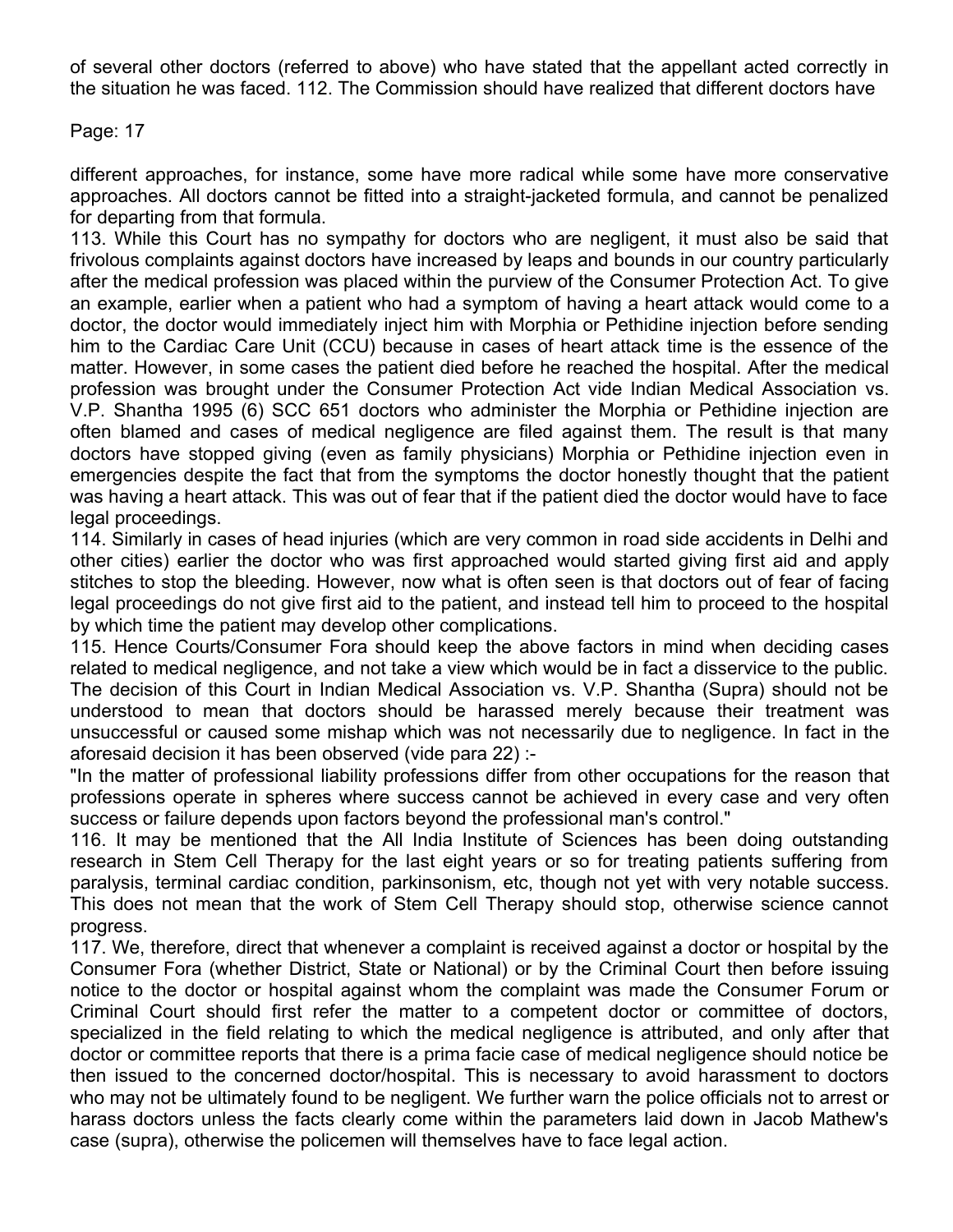of several other doctors (referred to above) who have stated that the appellant acted correctly in the situation he was faced. 112. The Commission should have realized that different doctors have

different approaches, for instance, some have more radical while some have more conservative approaches. All doctors cannot be fitted into a straight-jacketed formula, and cannot be penalized for departing from that formula.

113. While this Court has no sympathy for doctors who are negligent, it must also be said that frivolous complaints against doctors have increased by leaps and bounds in our country particularly after the medical profession was placed within the purview of the Consumer Protection Act. To give an example, earlier when a patient who had a symptom of having a heart attack would come to a doctor, the doctor would immediately inject him with Morphia or Pethidine injection before sending him to the Cardiac Care Unit (CCU) because in cases of heart attack time is the essence of the matter. However, in some cases the patient died before he reached the hospital. After the medical profession was brought under the Consumer Protection Act vide Indian Medical Association vs. V.P. Shantha 1995 (6) SCC 651 doctors who administer the Morphia or Pethidine injection are often blamed and cases of medical negligence are filed against them. The result is that many doctors have stopped giving (even as family physicians) Morphia or Pethidine injection even in emergencies despite the fact that from the symptoms the doctor honestly thought that the patient was having a heart attack. This was out of fear that if the patient died the doctor would have to face legal proceedings.

114. Similarly in cases of head injuries (which are very common in road side accidents in Delhi and other cities) earlier the doctor who was first approached would started giving first aid and apply stitches to stop the bleeding. However, now what is often seen is that doctors out of fear of facing legal proceedings do not give first aid to the patient, and instead tell him to proceed to the hospital by which time the patient may develop other complications.

115. Hence Courts/Consumer Fora should keep the above factors in mind when deciding cases related to medical negligence, and not take a view which would be in fact a disservice to the public. The decision of this Court in Indian Medical Association vs. V.P. Shantha (Supra) should not be understood to mean that doctors should be harassed merely because their treatment was unsuccessful or caused some mishap which was not necessarily due to negligence. In fact in the aforesaid decision it has been observed (vide para 22) :-

"In the matter of professional liability professions differ from other occupations for the reason that professions operate in spheres where success cannot be achieved in every case and very often success or failure depends upon factors beyond the professional man's control."

116. It may be mentioned that the All India Institute of Sciences has been doing outstanding research in Stem Cell Therapy for the last eight years or so for treating patients suffering from paralysis, terminal cardiac condition, parkinsonism, etc, though not yet with very notable success. This does not mean that the work of Stem Cell Therapy should stop, otherwise science cannot progress.

117. We, therefore, direct that whenever a complaint is received against a doctor or hospital by the Consumer Fora (whether District, State or National) or by the Criminal Court then before issuing notice to the doctor or hospital against whom the complaint was made the Consumer Forum or Criminal Court should first refer the matter to a competent doctor or committee of doctors, specialized in the field relating to which the medical negligence is attributed, and only after that doctor or committee reports that there is a prima facie case of medical negligence should notice be then issued to the concerned doctor/hospital. This is necessary to avoid harassment to doctors who may not be ultimately found to be negligent. We further warn the police officials not to arrest or harass doctors unless the facts clearly come within the parameters laid down in Jacob Mathew's case (supra), otherwise the policemen will themselves have to face legal action.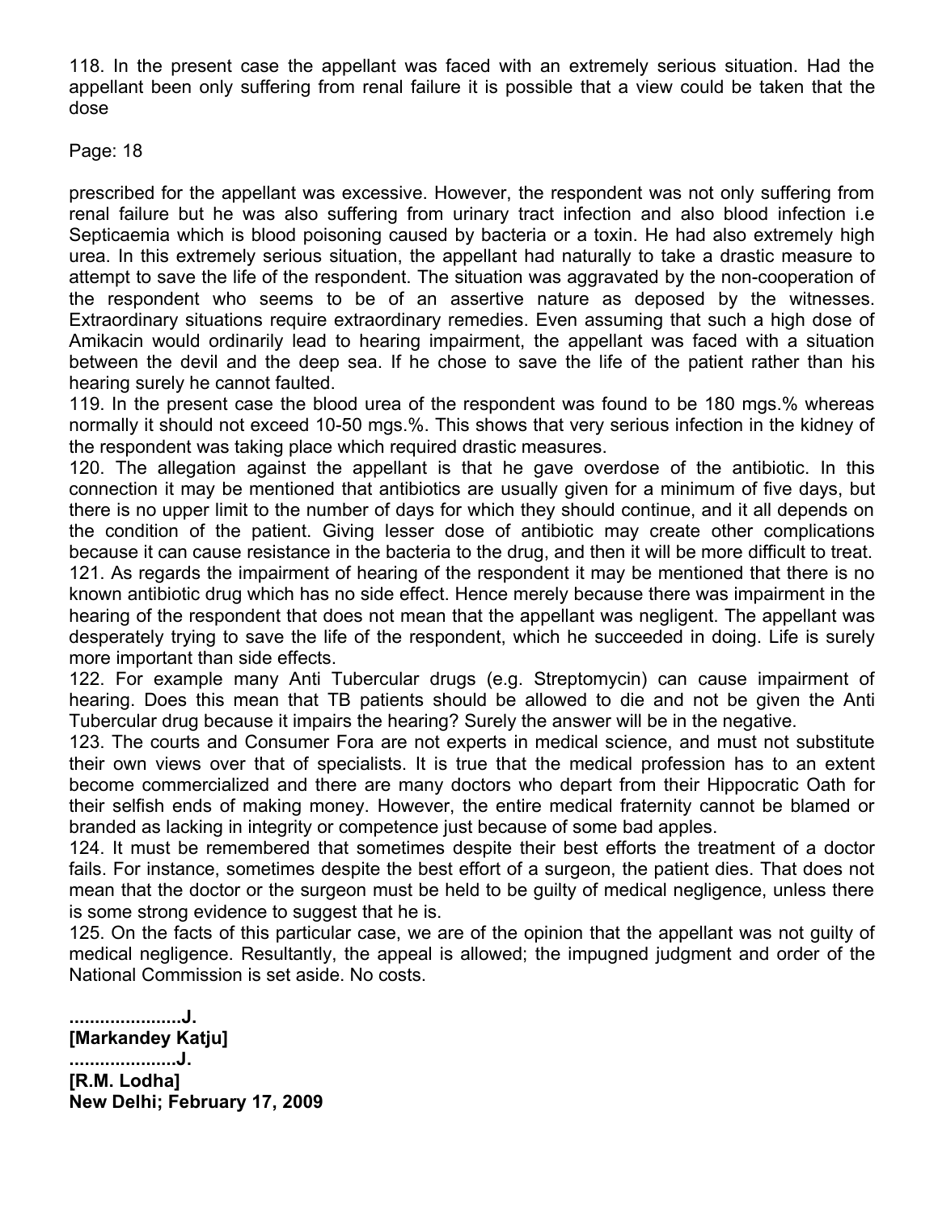118. In the present case the appellant was faced with an extremely serious situation. Had the appellant been only suffering from renal failure it is possible that a view could be taken that the dose

prescribed for the appellant was excessive. However, the respondent was not only suffering from renal failure but he was also suffering from urinary tract infection and also blood infection i.e Septicaemia which is blood poisoning caused by bacteria or a toxin. He had also extremely high urea. In this extremely serious situation, the appellant had naturally to take a drastic measure to attempt to save the life of the respondent. The situation was aggravated by the non-cooperation of the respondent who seems to be of an assertive nature as deposed by the witnesses. Extraordinary situations require extraordinary remedies. Even assuming that such a high dose of Amikacin would ordinarily lead to hearing impairment, the appellant was faced with a situation between the devil and the deep sea. If he chose to save the life of the patient rather than his hearing surely he cannot faulted.

119. In the present case the blood urea of the respondent was found to be 180 mgs.% whereas normally it should not exceed 10-50 mgs.%. This shows that very serious infection in the kidney of the respondent was taking place which required drastic measures.

120. The allegation against the appellant is that he gave overdose of the antibiotic. In this connection it may be mentioned that antibiotics are usually given for a minimum of five days, but there is no upper limit to the number of days for which they should continue, and it all depends on the condition of the patient. Giving lesser dose of antibiotic may create other complications because it can cause resistance in the bacteria to the drug, and then it will be more difficult to treat.

121. As regards the impairment of hearing of the respondent it may be mentioned that there is no known antibiotic drug which has no side effect. Hence merely because there was impairment in the hearing of the respondent that does not mean that the appellant was negligent. The appellant was desperately trying to save the life of the respondent, which he succeeded in doing. Life is surely more important than side effects.

122. For example many Anti Tubercular drugs (e.g. Streptomycin) can cause impairment of hearing. Does this mean that TB patients should be allowed to die and not be given the Anti Tubercular drug because it impairs the hearing? Surely the answer will be in the negative.

123. The courts and Consumer Fora are not experts in medical science, and must not substitute their own views over that of specialists. It is true that the medical profession has to an extent become commercialized and there are many doctors who depart from their Hippocratic Oath for their selfish ends of making money. However, the entire medical fraternity cannot be blamed or branded as lacking in integrity or competence just because of some bad apples.

124. It must be remembered that sometimes despite their best efforts the treatment of a doctor fails. For instance, sometimes despite the best effort of a surgeon, the patient dies. That does not mean that the doctor or the surgeon must be held to be guilty of medical negligence, unless there is some strong evidence to suggest that he is.

125. On the facts of this particular case, we are of the opinion that the appellant was not guilty of medical negligence. Resultantly, the appeal is allowed; the impugned judgment and order of the National Commission is set aside. No costs.

**......................J.**
**[Markandey Katju]**
**.....................J.**
**[R.M. Lodha]**
**New Delhi; February 17, 2009**